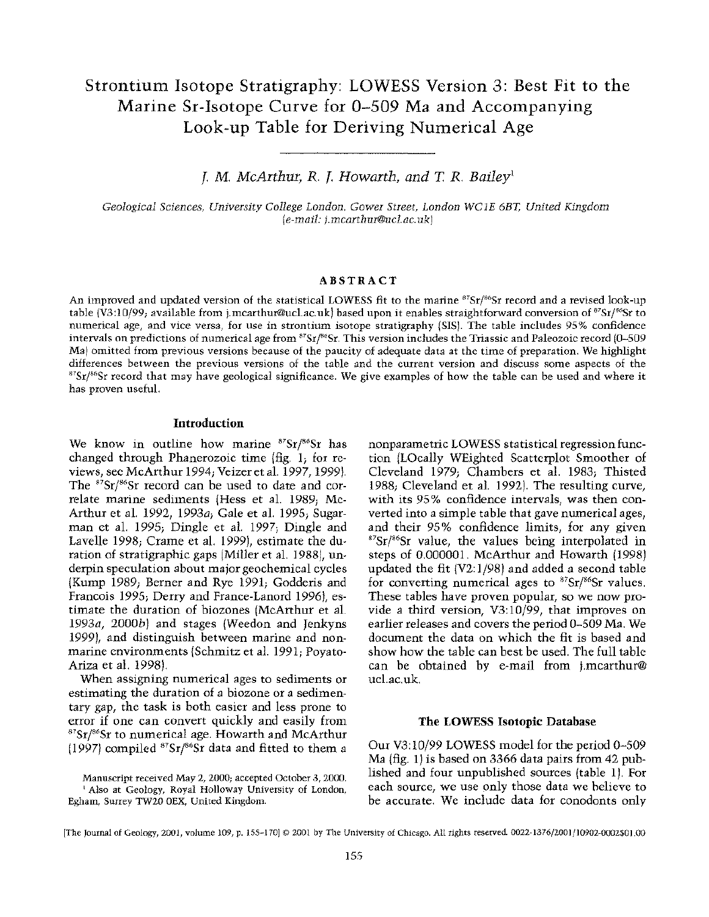# Strontium Isotope Stratigraphy: LOWESS Version 3: Best Fit to the Marine Sr-Isotope Curve for 0–509 Ma and Accompanying Look-up Table for Deriving Numerical Age

*J. M. McArthur, R. J. Howarth, and T. R. Bailey*[1]

*Geological Sciences, University College London, Gower Street, London WC1E 6BT, United Kingdom (e-mail: j.mcarthur@ucl.ac.uk)*

## ABSTRACT

An improved and updated version of the statistical LOWESS fit to the marine $^{87}Sr/^{86}Sr$ record and a revised look-up table (V3:10/99; available from j.mcarthur@ucl.ac.uk) based upon it enables straightforward conversion of $^{87}Sr/^{86}Sr$ to numerical age, and vice versa, for use in strontium isotope stratigraphy (SIS). The table includes 95% confidence intervals on predictions of numerical age from $^{87}Sr/^{86}Sr$. This version includes the Triassic and Paleozoic record (0–509 Ma) omitted from previous versions because of the paucity of adequate data at the time of preparation. We highlight differences between the previous versions of the table and the current version and discuss some aspects of the $^{87}Sr/^{86}Sr$ record that may have geological significance. We give examples of how the table can be used and where it has proven useful.

## Introduction

We know in outline how marine $^{87}Sr/^{86}Sr$ has changed through Phanerozoic time (fig. 1; for reviews, see McArthur 1994; Veizer et al. 1997, 1999). The $^{87}Sr/^{86}Sr$ record can be used to date and correlate marine sediments (Hess et al. 1989; McArthur et al. 1992, 1993*a*; Gale et al. 1995; Sugarman et al. 1995; Dingle et al. 1997; Dingle and Lavelle 1998; Crame et al. 1999), estimate the duration of stratigraphic gaps (Miller et al. 1988), underpin speculation about major geochemical cycles (Kump 1989; Berner and Rye 1991; Godderis and Francois 1995; Derry and France-Lanord 1996), estimate the duration of biozones (McArthur et al. 1993*a*, 2000*b*) and stages (Weedon and Jenkyns 1999), and distinguish between marine and nonmarine environments (Schmitz et al. 1991; Poyato-Ariza et al. 1998).

When assigning numerical ages to sediments or estimating the duration of a biozone or a sedimentary gap, the task is both easier and less prone to error if one can convert quickly and easily from $^{87}Sr/^{86}Sr$ to numerical age. Howarth and McArthur (1997) compiled $^{87}Sr/^{86}Sr$ data and fitted to them a nonparametric LOWESS statistical regression function (LOcally WEighted Scatterplot Smoother of Cleveland 1979; Chambers et al. 1983; Thisted 1988; Cleveland et al. 1992). The resulting curve, with its 95% confidence intervals, was then converted into a simple table that gave numerical ages, and their 95% confidence limits, for any given $^{87}Sr/^{86}Sr$ value, the values being interpolated in steps of 0.000001. McArthur and Howarth (1998) updated the fit (V2:1/98) and added a second table for converting numerical ages to $^{87}Sr/^{86}Sr$ values. These tables have proven popular, so we now provide a third version, V3:10/99, that improves on earlier releases and covers the period 0–509 Ma. We document the data on which the fit is based and show how the table can best be used. The full table can be obtained by e-mail from j.mcarthur@ucl.ac.uk.

## The LOWESS Isotopic Database

Our V3:10/99 LOWESS model for the period 0–509 Ma (fig. 1) is based on 3366 data pairs from 42 published and four unpublished sources (table 1). For each source, we use only those data we believe to be accurate. We include data for conodonts only

Manuscript received May 2, 2000; accepted October 3, 2000.

[1] Also at Geology, Royal Holloway University of London, Egham, Surrey TW20 0EX, United Kingdom.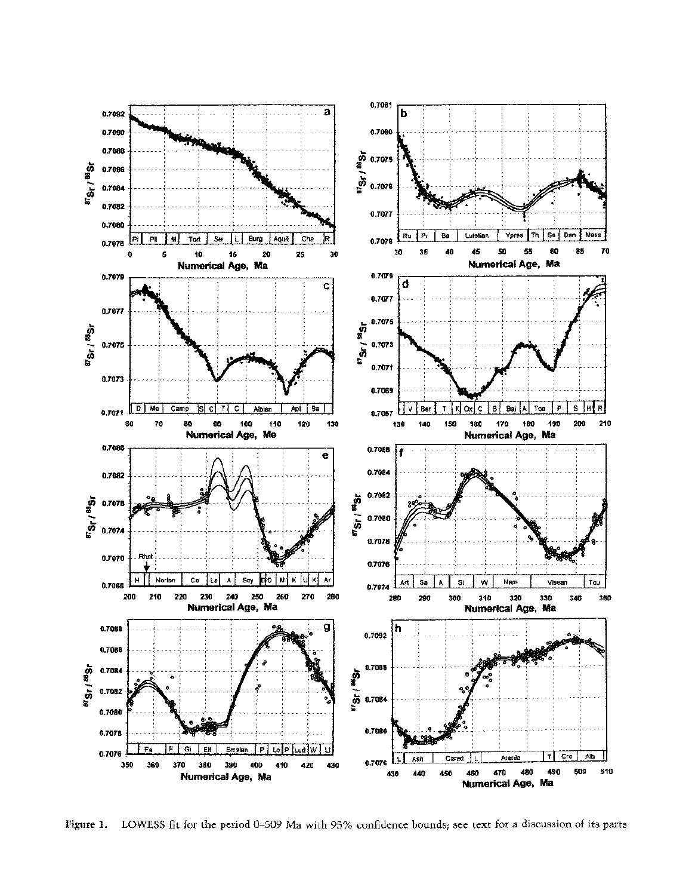Figure 1. LOWESS fit for the period 0–509 Ma with 95% confidence bounds; see text for a discussion of its parts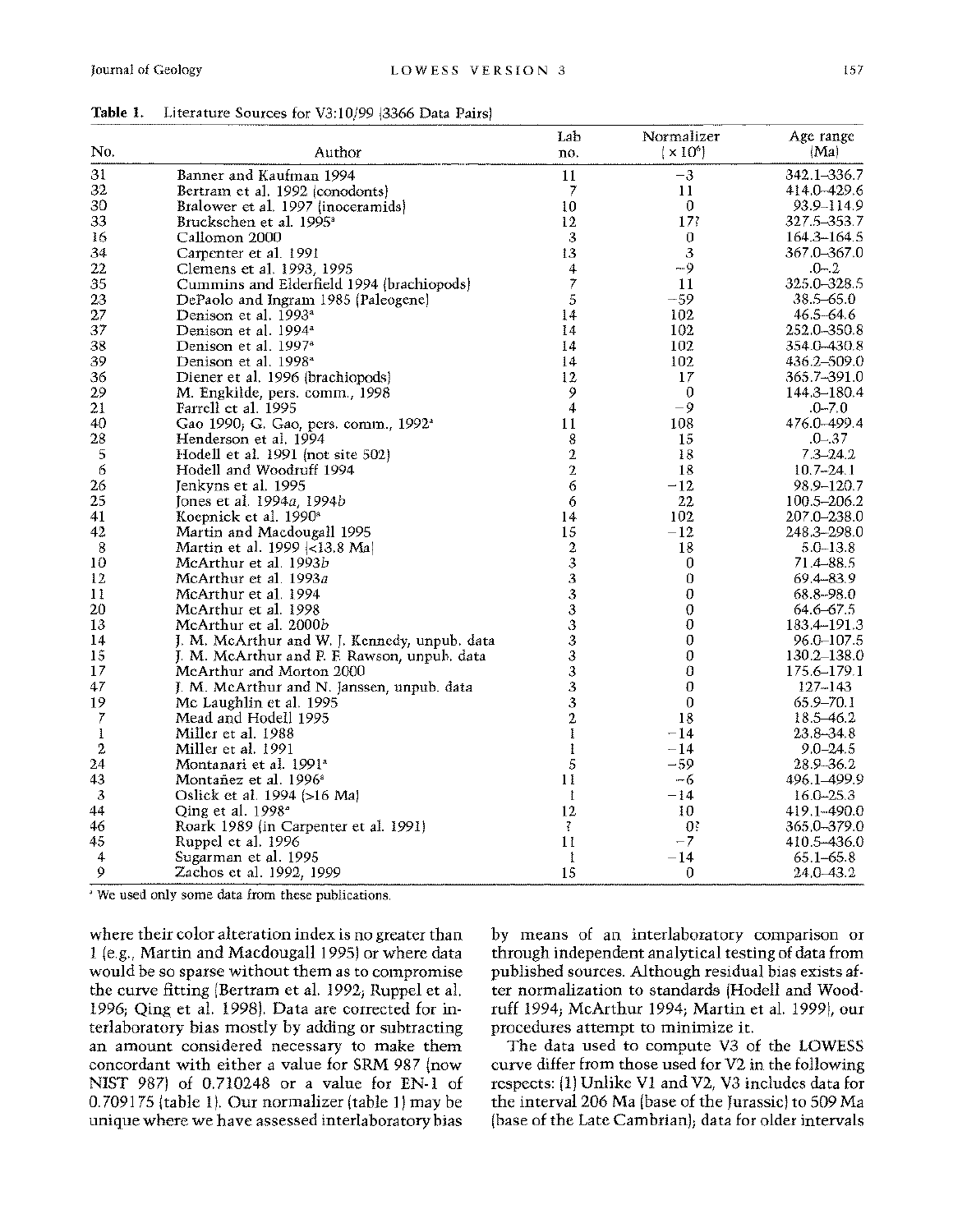**Table 1.** Literature Sources for V3:10/99 (3366 Data Pairs)

| No. | Author | Lab no. | Normalizer ($\times 10^6$) | Age range (Ma) |
|---|---|---|---|---|
| 31 | Banner and Kaufman 1994 | 11 | −3 | 342.1–336.7 |
| 32 | Bertram et al. 1992 (conodonts) | 7 | 11 | 414.0–429.6 |
| 30 | Bralower et al. 1997 (inoceramids) | 10 | 0 | 93.9–114.9 |
| 33 | Bruckschen et al. 1995[a] | 12 | 17? | 327.5–353.7 |
| 16 | Callomon 2000 | 3 | 0 | 164.3–164.5 |
| 34 | Carpenter et al. 1991 | 13 | 3 | 367.0–367.0 |
| 22 | Clemens et al. 1993, 1995 | 4 | −9 | .0–.2 |
| 35 | Cummins and Elderfield 1994 (brachiopods) | 7 | 11 | 325.0–328.5 |
| 23 | DePaolo and Ingram 1985 (Paleogene) | 5 | −59 | 38.5–65.0 |
| 27 | Denison et al. 1993[a] | 14 | 102 | 46.5–64.6 |
| 37 | Denison et al. 1994[a] | 14 | 102 | 252.0–350.8 |
| 38 | Denison et al. 1997[a] | 14 | 102 | 354.0–430.8 |
| 39 | Denison et al. 1998[a] | 14 | 102 | 436.2–509.0 |
| 36 | Diener et al. 1996 (brachiopods) | 12 | 17 | 365.7–391.0 |
| 29 | M. Engkilde, pers. comm., 1998 | 9 | 0 | 144.3–180.4 |
| 21 | Farrell et al. 1995 | 4 | −9 | .0–7.0 |
| 40 | Gao 1990; G. Gao, pers. comm., 1992[a] | 11 | 108 | 476.0–499.4 |
| 28 | Henderson et al. 1994 | 8 | 15 | .0–.37 |
| 5 | Hodell et al. 1991 (not site 502) | 2 | 18 | 7.3–24.2 |
| 6 | Hodell and Woodruff 1994 | 2 | 18 | 10.7–24.1 |
| 26 | Jenkyns et al. 1995 | 6 | −12 | 98.9–120.7 |
| 25 | Jones et al. 1994*a*, 1994*b* | 6 | 22 | 100.5–206.2 |
| 41 | Koepnick et al. 1990[a] | 14 | 102 | 207.0–238.0 |
| 42 | Martin and Macdougall 1995 | 15 | −12 | 248.3–298.0 |
| 8 | Martin et al. 1999 (<13.8 Ma) | 2 | 18 | 5.0–13.8 |
| 10 | McArthur et al. 1993*b* | 3 | 0 | 71.4–88.5 |
| 12 | McArthur et al. 1993*a* | 3 | 0 | 69.4–83.9 |
| 11 | McArthur et al. 1994 | 3 | 0 | 68.8–98.0 |
| 20 | McArthur et al. 1998 | 3 | 0 | 64.6–67.5 |
| 13 | McArthur et al. 2000*b* | 3 | 0 | 183.4–191.3 |
| 14 | J. M. McArthur and W. J. Kennedy, unpub. data | 3 | 0 | 96.0–107.5 |
| 15 | J. M. McArthur and P. F. Rawson, unpub. data | 3 | 0 | 130.2–138.0 |
| 17 | McArthur and Morton 2000 | 3 | 0 | 175.6–179.1 |
| 47 | J. M. McArthur and N. Janssen, unpub. data | 3 | 0 | 127–143 |
| 19 | Mc Laughlin et al. 1995 | 3 | 0 | 65.9–70.1 |
| 7 | Mead and Hodell 1995 | 2 | 18 | 18.5–46.2 |
| 1 | Miller et al. 1988 | 1 | −14 | 23.8–34.8 |
| 2 | Miller et al. 1991 | 1 | −14 | 9.0–24.5 |
| 24 | Montanari et al. 1991[a] | 5 | −59 | 28.9–36.2 |
| 43 | Montañez et al. 1996[a] | 11 | −6 | 496.1–499.9 |
| 3 | Oslick et al. 1994 (>16 Ma) | 1 | −14 | 16.0–25.3 |
| 44 | Qing et al. 1998[a] | 12 | 10 | 419.1–490.0 |
| 46 | Roark 1989 (in Carpenter et al. 1991) | ? | 0? | 365.0–379.0 |
| 45 | Ruppel et al. 1996 | 11 | −7 | 410.5–436.0 |
| 4 | Sugarman et al. 1995 | 1 | −14 | 65.1–65.8 |
| 9 | Zachos et al. 1992, 1999 | 15 | 0 | 24.0–43.2 |

[a] We used only some data from these publications.

where their color alteration index is no greater than 1 (e.g., Martin and Macdougall 1995) or where data would be so sparse without them as to compromise the curve fitting (Bertram et al. 1992; Ruppel et al. 1996; Qing et al. 1998). Data are corrected for interlaboratory bias mostly by adding or subtracting an amount considered necessary to make them concordant with either a value for SRM 987 (now NIST 987) of 0.710248 or a value for EN-1 of 0.709175 (table 1). Our normalizer (table 1) may be unique where we have assessed interlaboratory bias by means of an interlaboratory comparison or through independent analytical testing of data from published sources. Although residual bias exists after normalization to standards (Hodell and Woodruff 1994; McArthur 1994; Martin et al. 1999), our procedures attempt to minimize it.

The data used to compute V3 of the LOWESS curve differ from those used for V2 in the following respects: (1) Unlike V1 and V2, V3 includes data for the interval 206 Ma (base of the Jurassic) to 509 Ma (base of the Late Cambrian); data for older intervals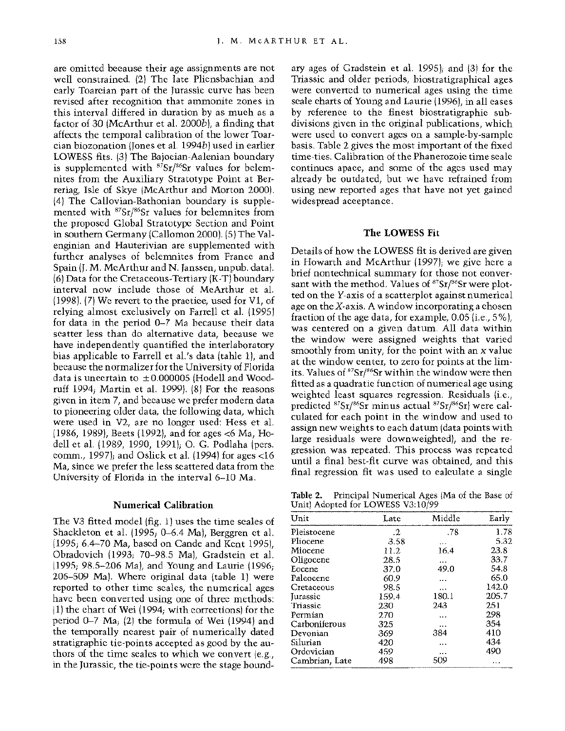are omitted because their age assignments are not well constrained. (2) The late Pliensbachian and early Toarcian part of the Jurassic curve has been revised after recognition that ammonite zones in this interval differed in duration by as much as a factor of 30 (McArthur et al. 2000*b*), a finding that affects the temporal calibration of the lower Toarcian biozonation (Jones et al. 1994*b*) used in earlier LOWESS fits. (3) The Bajocian-Aalenian boundary is supplemented with $^{87}Sr/^{86}Sr$ values for belemnites from the Auxiliary Stratotype Point at Bearreraig, Isle of Skye (McArthur and Morton 2000). (4) The Callovian-Bathonian boundary is supplemented with $^{87}Sr/^{86}Sr$ values for belemnites from the proposed Global Stratotype Section and Point in southern Germany (Callomon 2000). (5) The Valenginian and Hauterivian are supplemented with further analyses of belemnites from France and Spain (J. M. McArthur and N. Janssen, unpub. data). (6) Data for the Cretaceous-Tertiary (K-T) boundary interval now include those of McArthur et al. (1998). (7) We revert to the practice, used for V1, of relying almost exclusively on Farrell et al. (1995) for data in the period 0–7 Ma because their data scatter less than do alternative data, because we have independently quantified the interlaboratory bias applicable to Farrell et al.'s data (table 1), and because the normalizer for the University of Florida data is uncertain to ±0.000005 (Hodell and Woodruff 1994; Martin et al. 1999). (8) For the reasons given in item 7, and because we prefer modern data to pioneering older data, the following data, which were used in V2, are no longer used: Hess et al. (1986, 1989), Beets (1992), and for ages <6 Ma, Hodell et al. (1989, 1990, 1991); O. G. Podlaha (pers. comm., 1997); and Oslick et al. (1994) for ages <16 Ma, since we prefer the less scattered data from the University of Florida in the interval 6–10 Ma.

## Numerical Calibration

The V3 fitted model (fig. 1) uses the time scales of Shackleton et al. (1995; 0–6.4 Ma), Berggren et al. (1995; 6.4–70 Ma, based on Cande and Kent 1995), Obradovich (1993; 70–98.5 Ma), Gradstein et al. (1995; 98.5–206 Ma), and Young and Laurie (1996; 206–509 Ma). Where original data (table 1) were reported to other time scales, the numerical ages have been converted using one of three methods: (1) the chart of Wei (1994; with corrections) for the period 0–7 Ma; (2) the formula of Wei (1994) and the temporally nearest pair of numerically dated stratigraphic tie-points accepted as good by the authors of the time scales to which we convert (e.g., in the Jurassic, the tie-points were the stage boundary ages of Gradstein et al. 1995); and (3) for the Triassic and older periods, biostratigraphical ages were converted to numerical ages using the time scale charts of Young and Laurie (1996), in all cases by reference to the finest biostratigraphic subdivisions given in the original publications, which were used to convert ages on a sample-by-sample basis. Table 2 gives the most important of the fixed time-ties. Calibration of the Phanerozoic time scale continues apace, and some of the ages used may already be outdated, but we have refrained from using new reported ages that have not yet gained widespread acceptance.

## The LOWESS Fit

Details of how the LOWESS fit is derived are given in Howarth and McArthur (1997); we give here a brief nontechnical summary for those not conversant with the method. Values of $^{87}Sr/^{86}Sr$ were plotted on the *Y*-axis of a scatterplot against numerical age on the *X*-axis. A window incorporating a chosen fraction of the age data, for example, 0.05 (i.e., 5%), was centered on a given datum. All data within the window were assigned weights that varied smoothly from unity, for the point with an *x* value at the window center, to zero for points at the limits. Values of $^{87}Sr/^{86}Sr$ within the window were then fitted as a quadratic function of numerical age using weighted least squares regression. Residuals (i.e., predicted $^{87}Sr/^{86}Sr$ minus actual $^{87}Sr/^{86}Sr$) were calculated for each point in the window and used to assign new weights to each datum (data points with large residuals were downweighted), and the regression was repeated. This process was repeated until a final best-fit curve was obtained, and this final regression fit was used to calculate a single

**Table 2.** Principal Numerical Ages (Ma of the Base of Unit) Adopted for LOWESS V3:10/99

| Unit | Late | Middle | Early |
|---|---|---|---|
| Pleistocene | .2 | .78 | 1.78 |
| Pliocene | 3.58 | ... | 5.32 |
| Miocene | 11.2 | 16.4 | 23.8 |
| Oligocene | 28.5 | ... | 33.7 |
| Eocene | 37.0 | 49.0 | 54.8 |
| Paleocene | 60.9 | ... | 65.0 |
| Cretaceous | 98.5 | ... | 142.0 |
| Jurassic | 159.4 | 180.1 | 205.7 |
| Triassic | 230 | 243 | 251 |
| Permian | 270 | ... | 298 |
| Carboniferous | 325 | ... | 354 |
| Devonian | 369 | 384 | 410 |
| Silurian | 420 | ... | 434 |
| Ordovician | 459 | ... | 490 |
| Cambrian, Late | 498 | 509 | ... |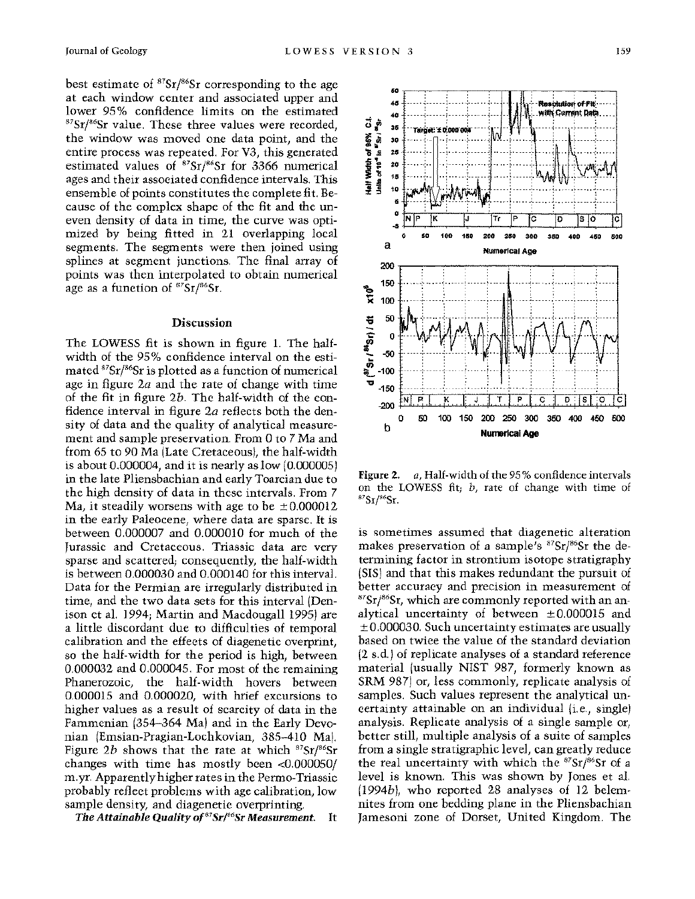best estimate of $^{87}Sr/^{86}Sr$ corresponding to the age at each window center and associated upper and lower 95% confidence limits on the estimated $^{87}Sr/^{86}Sr$ value. These three values were recorded, the window was moved one data point, and the entire process was repeated. For V3, this generated estimated values of $^{87}Sr/^{86}Sr$ for 3366 numerical ages and their associated confidence intervals. This ensemble of points constitutes the complete fit. Because of the complex shape of the fit and the uneven density of data in time, the curve was optimized by being fitted in 21 overlapping local segments. The segments were then joined using splines at segment junctions. The final array of points was then interpolated to obtain numerical age as a function of $^{87}Sr/^{86}Sr$.

## Discussion

The LOWESS fit is shown in figure 1. The half-width of the 95% confidence interval on the estimated $^{87}Sr/^{86}Sr$ is plotted as a function of numerical age in figure 2*a* and the rate of change with time of the fit in figure 2*b*. The half-width of the confidence interval in figure 2*a* reflects both the density of data and the quality of analytical measurement and sample preservation. From 0 to 7 Ma and from 65 to 90 Ma (Late Cretaceous), the half-width is about 0.000004, and it is nearly as low (0.000005) in the late Pliensbachian and early Toarcian due to the high density of data in these intervals. From 7 Ma, it steadily worsens with age to be ±0.000012 in the early Paleocene, where data are sparse. It is between 0.000007 and 0.000010 for much of the Jurassic and Cretaceous. Triassic data are very sparse and scattered; consequently, the half-width is between 0.000030 and 0.000140 for this interval. Data for the Permian are irregularly distributed in time, and the two data sets for this interval (Denison et al. 1994; Martin and Macdougall 1995) are a little discordant due to difficulties of temporal calibration and the effects of diagenetic overprint, so the half-width for the period is high, between 0.000032 and 0.000045. For most of the remaining Phanerozoic, the half-width hovers between 0.000015 and 0.000020, with brief excursions to higher values as a result of scarcity of data in the Fammenian (354–364 Ma) and in the Early Devonian (Emsian-Pragian-Lochkovian, 385–410 Ma). Figure 2*b* shows that the rate at which $^{87}Sr/^{86}Sr$ changes with time has mostly been <0.000050/m.yr. Apparently higher rates in the Permo-Triassic probably reflect problems with age calibration, low sample density, and diagenetic overprinting.

***The Attainable Quality of $^{87}Sr/^{86}Sr$ Measurement.*** It is sometimes assumed that diagenetic alteration makes preservation of a sample's $^{87}Sr/^{86}Sr$ the determining factor in strontium isotope stratigraphy (SIS) and that this makes redundant the pursuit of better accuracy and precision in measurement of $^{87}Sr/^{86}Sr$, which are commonly reported with an analytical uncertainty of between ±0.000015 and ±0.000030. Such uncertainty estimates are usually based on twice the value of the standard deviation (2 s.d.) of replicate analyses of a standard reference material (usually NIST 987, formerly known as SRM 987) or, less commonly, replicate analysis of samples. Such values represent the analytical uncertainty attainable on an individual (i.e., single) analysis. Replicate analysis of a single sample or, better still, multiple analysis of a suite of samples from a single stratigraphic level, can greatly reduce the real uncertainty with which the $^{87}Sr/^{86}Sr$ of a level is known. This was shown by Jones et al. (1994*b*), who reported 28 analyses of 12 belemnites from one bedding plane in the Pliensbachian Jamesoni zone of Dorset, United Kingdom. The

**Figure 2.** *a*, Half-width of the 95% confidence intervals on the LOWESS fit; *b*, rate of change with time of $^{87}Sr/^{86}Sr$.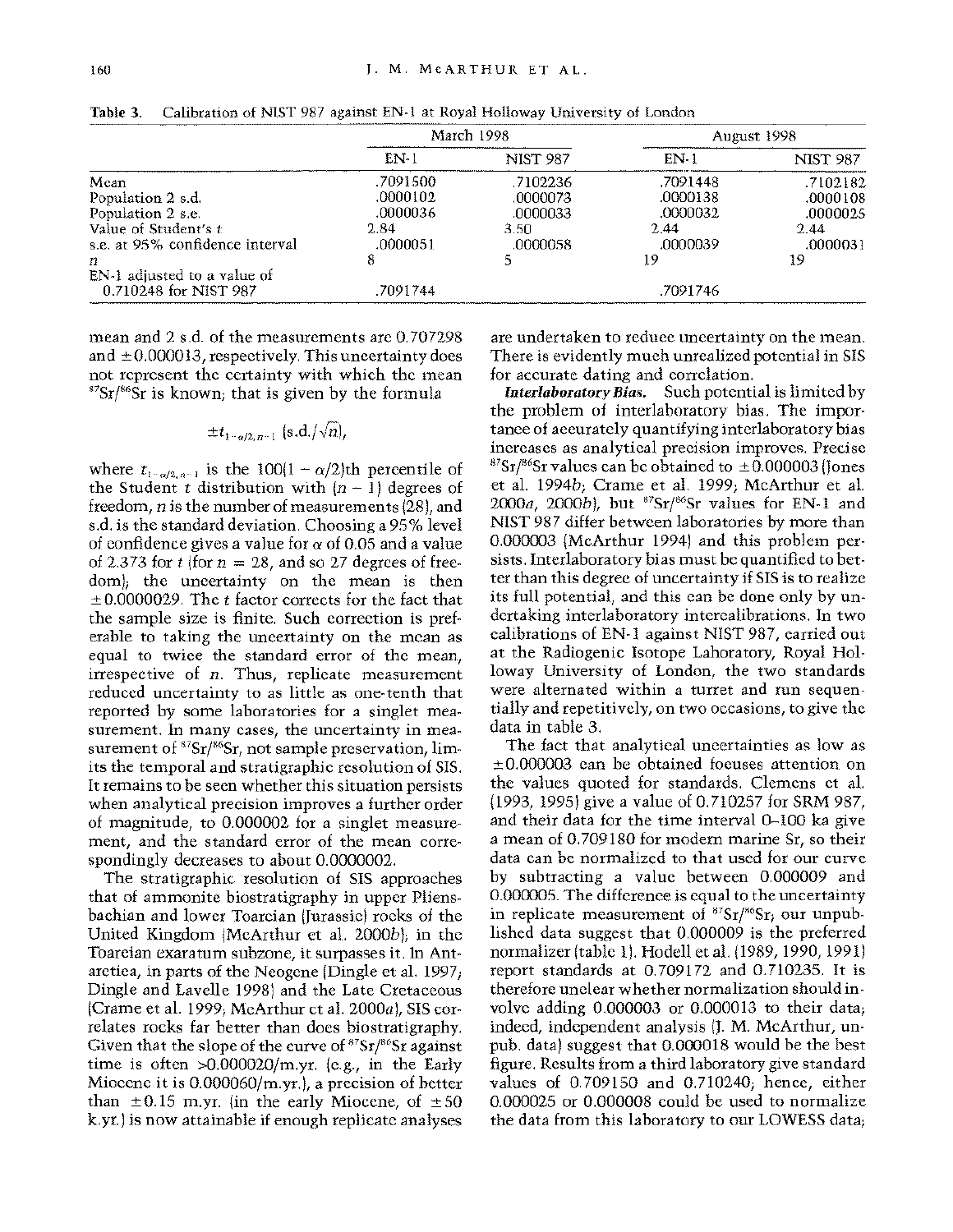**Table 3.** Calibration of NIST 987 against EN-1 at Royal Holloway University of London

| | March 1998 | | August 1998 | |
|---|---|---|---|---|
| | EN-1 | NIST 987 | EN-1 | NIST 987 |
| Mean | .7091500 | .7102236 | .7091448 | .7102182 |
| Population 2 s.d. | .0000102 | .0000073 | .0000138 | .0000108 |
| Population 2 s.e. | .0000036 | .0000033 | .0000032 | .0000025 |
| Value of Student's $t$ | 2.84 | 3.50 | 2.44 | 2.44 |
| s.e. at 95% confidence interval | .0000051 | .0000058 | .0000039 | .0000031 |
| $n$ | 8 | 5 | 19 | 19 |
| EN-1 adjusted to a value of 0.710248 for NIST 987 | .7091744 | | .7091746 | |

mean and 2 s.d. of the measurements are 0.707298 and ±0.000013, respectively. This uncertainty does not represent the certainty with which the mean $^{87}Sr/^{86}Sr$ is known; that is given by the formula

$$\pm t_{1-\alpha/2,n-1}\ (\text{s.d.}/\sqrt{n}),$$

where $t_{1-\alpha/2,n-1}$ is the $100(1-\alpha/2)$th percentile of the Student $t$ distribution with $(n-1)$ degrees of freedom, $n$ is the number of measurements (28), and s.d. is the standard deviation. Choosing a 95% level of confidence gives a value for $\alpha$ of 0.05 and a value of 2.373 for $t$ (for $n = 28$, and so 27 degrees of freedom); the uncertainty on the mean is then ±0.0000029. The $t$ factor corrects for the fact that the sample size is finite. Such correction is preferable to taking the uncertainty on the mean as equal to twice the standard error of the mean, irrespective of $n$. Thus, replicate measurement reduced uncertainty to as little as one-tenth that reported by some laboratories for a singlet measurement. In many cases, the uncertainty in measurement of $^{87}Sr/^{86}Sr$, not sample preservation, limits the temporal and stratigraphic resolution of SIS. It remains to be seen whether this situation persists when analytical precision improves a further order of magnitude, to 0.000002 for a singlet measurement, and the standard error of the mean correspondingly decreases to about 0.0000002.

The stratigraphic resolution of SIS approaches that of ammonite biostratigraphy in upper Pliensbachian and lower Toarcian (Jurassic) rocks of the United Kingdom (McArthur et al. 2000*b*); in the Toarcian exaratum subzone, it surpasses it. In Antarctica, in parts of the Neogene (Dingle et al. 1997; Dingle and Lavelle 1998) and the Late Cretaceous (Crame et al. 1999; McArthur et al. 2000*a*), SIS correlates rocks far better than does biostratigraphy. Given that the slope of the curve of $^{87}Sr/^{86}Sr$ against time is often >0.000020/m.yr. (e.g., in the Early Miocene it is 0.000060/m.yr.), a precision of better than ±0.15 m.yr. (in the early Miocene, of ±50 k.yr.) is now attainable if enough replicate analyses are undertaken to reduce uncertainty on the mean. There is evidently much unrealized potential in SIS for accurate dating and correlation.

***Interlaboratory Bias.*** Such potential is limited by the problem of interlaboratory bias. The importance of accurately quantifying interlaboratory bias increases as analytical precision improves. Precise $^{87}Sr/^{86}Sr$ values can be obtained to ±0.000003 (Jones et al. 1994*b*; Crame et al. 1999; McArthur et al. 2000*a*, 2000*b*), but $^{87}Sr/^{86}Sr$ values for EN-1 and NIST 987 differ between laboratories by more than 0.000003 (McArthur 1994) and this problem persists. Interlaboratory bias must be quantified to better than this degree of uncertainty if SIS is to realize its full potential, and this can be done only by undertaking interlaboratory intercalibrations. In two calibrations of EN-1 against NIST 987, carried out at the Radiogenic Isotope Laboratory, Royal Holloway University of London, the two standards were alternated within a turret and run sequentially and repetitively, on two occasions, to give the data in table 3.

The fact that analytical uncertainties as low as ±0.000003 can be obtained focuses attention on the values quoted for standards. Clemens et al. (1993, 1995) give a value of 0.710257 for SRM 987, and their data for the time interval 0–100 ka give a mean of 0.709180 for modern marine Sr, so their data can be normalized to that used for our curve by subtracting a value between 0.000009 and 0.000005. The difference is equal to the uncertainty in replicate measurement of $^{87}Sr/^{86}Sr$; our unpublished data suggest that 0.000009 is the preferred normalizer (table 1). Hodell et al. (1989, 1990, 1991) report standards at 0.709172 and 0.710235. It is therefore unclear whether normalization should involve adding 0.000003 or 0.000013 to their data; indeed, independent analysis (J. M. McArthur, unpub. data) suggest that 0.000018 would be the best figure. Results from a third laboratory give standard values of 0.709150 and 0.710240; hence, either 0.000025 or 0.000008 could be used to normalize the data from this laboratory to our LOWESS data;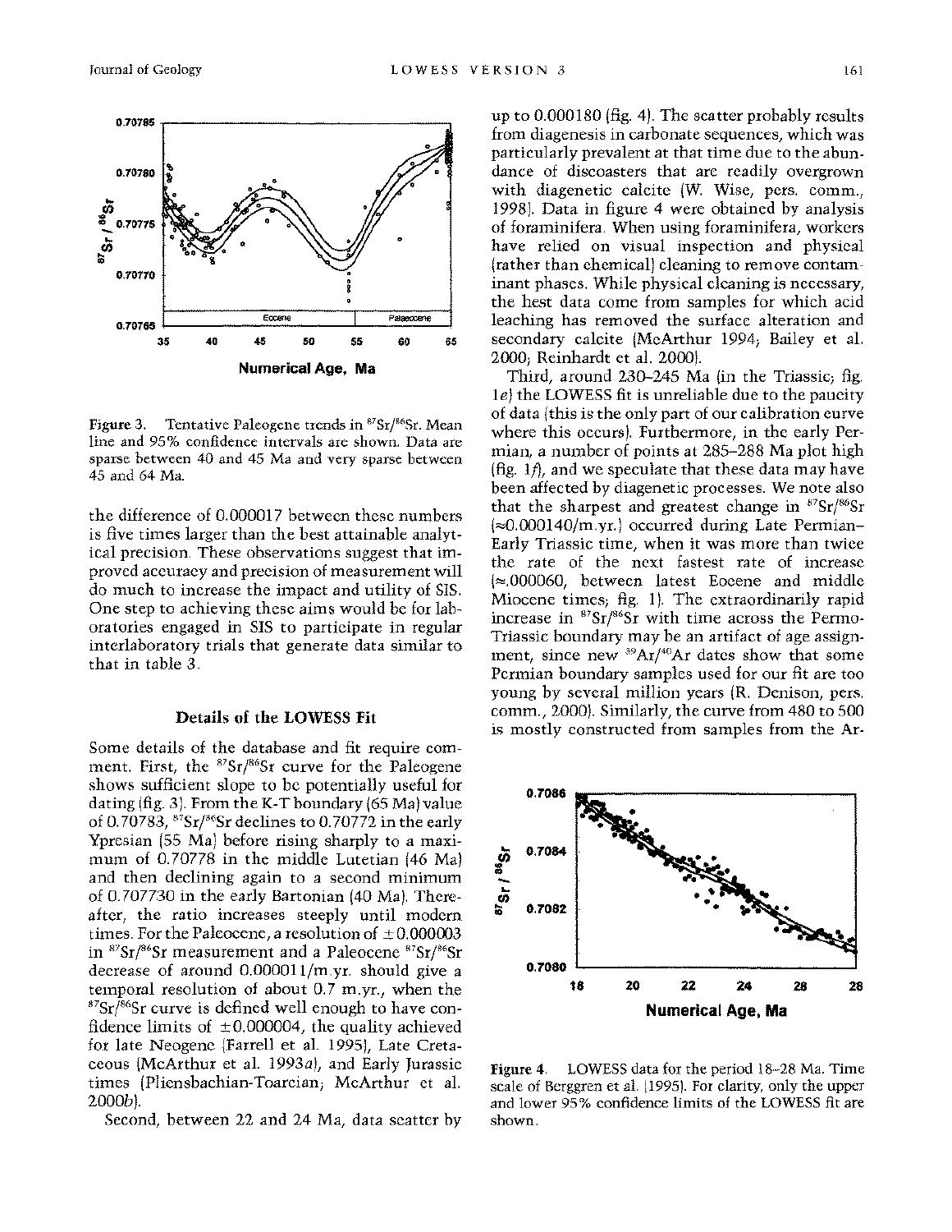Figure 3. Tentative Paleogene trends in $^{87}Sr/^{86}Sr$. Mean line and 95% confidence intervals are shown. Data are sparse between 40 and 45 Ma and very sparse between 45 and 64 Ma.

the difference of 0.000017 between these numbers is five times larger than the best attainable analytical precision. These observations suggest that improved accuracy and precision of measurement will do much to increase the impact and utility of SIS. One step to achieving these aims would be for laboratories engaged in SIS to participate in regular interlaboratory trials that generate data similar to that in table 3.

## Details of the LOWESS Fit

Some details of the database and fit require comment. First, the $^{87}Sr/^{86}Sr$ curve for the Paleogene shows sufficient slope to be potentially useful for dating (fig. 3). From the K-T boundary (65 Ma) value of 0.70783, $^{87}Sr/^{86}Sr$ declines to 0.70772 in the early Ypresian (55 Ma) before rising sharply to a maximum of 0.70778 in the middle Lutetian (46 Ma) and then declining again to a second minimum of 0.707730 in the early Bartonian (40 Ma). Thereafter, the ratio increases steeply until modern times. For the Paleocene, a resolution of $\pm 0.000003$ in $^{87}Sr/^{86}Sr$ measurement and a Paleocene $^{87}Sr/^{86}Sr$ decrease of around 0.000011/m.yr. should give a temporal resolution of about 0.7 m.yr., when the $^{87}Sr/^{86}Sr$ curve is defined well enough to have confidence limits of $\pm 0.000004$, the quality achieved for late Neogene (Farrell et al. 1995), Late Cretaceous (McArthur et al. 1993*a*), and Early Jurassic times (Pliensbachian-Toarcian; McArthur et al. 2000*b*).

Second, between 22 and 24 Ma, data scatter by up to 0.000180 (fig. 4). The scatter probably results from diagenesis in carbonate sequences, which was particularly prevalent at that time due to the abundance of discoasters that are readily overgrown with diagenetic calcite (W. Wise, pers. comm., 1998). Data in figure 4 were obtained by analysis of foraminifera. When using foraminifera, workers have relied on visual inspection and physical (rather than chemical) cleaning to remove contaminant phases. While physical cleaning is necessary, the best data come from samples for which acid leaching has removed the surface alteration and secondary calcite (McArthur 1994; Bailey et al. 2000; Reinhardt et al. 2000).

Third, around 230–245 Ma (in the Triassic; fig. 1*e*) the LOWESS fit is unreliable due to the paucity of data (this is the only part of our calibration curve where this occurs). Furthermore, in the early Permian, a number of points at 285–288 Ma plot high (fig. 1*f*), and we speculate that these data may have been affected by diagenetic processes. We note also that the sharpest and greatest change in $^{87}Sr/^{86}Sr$ ($\approx$0.000140/m.yr.) occurred during Late Permian–Early Triassic time, when it was more than twice the rate of the next fastest rate of increase ($\approx$.000060, between latest Eocene and middle Miocene times; fig. 1). The extraordinarily rapid increase in $^{87}Sr/^{86}Sr$ with time across the Permo-Triassic boundary may be an artifact of age assignment, since new $^{39}Ar/^{40}Ar$ dates show that some Permian boundary samples used for our fit are too young by several million years (R. Denison, pers. comm., 2000). Similarly, the curve from 480 to 500 is mostly constructed from samples from the Ar-

Figure 4. LOWESS data for the period 18–28 Ma. Time scale of Berggren et al. (1995). For clarity, only the upper and lower 95% confidence limits of the LOWESS fit are shown.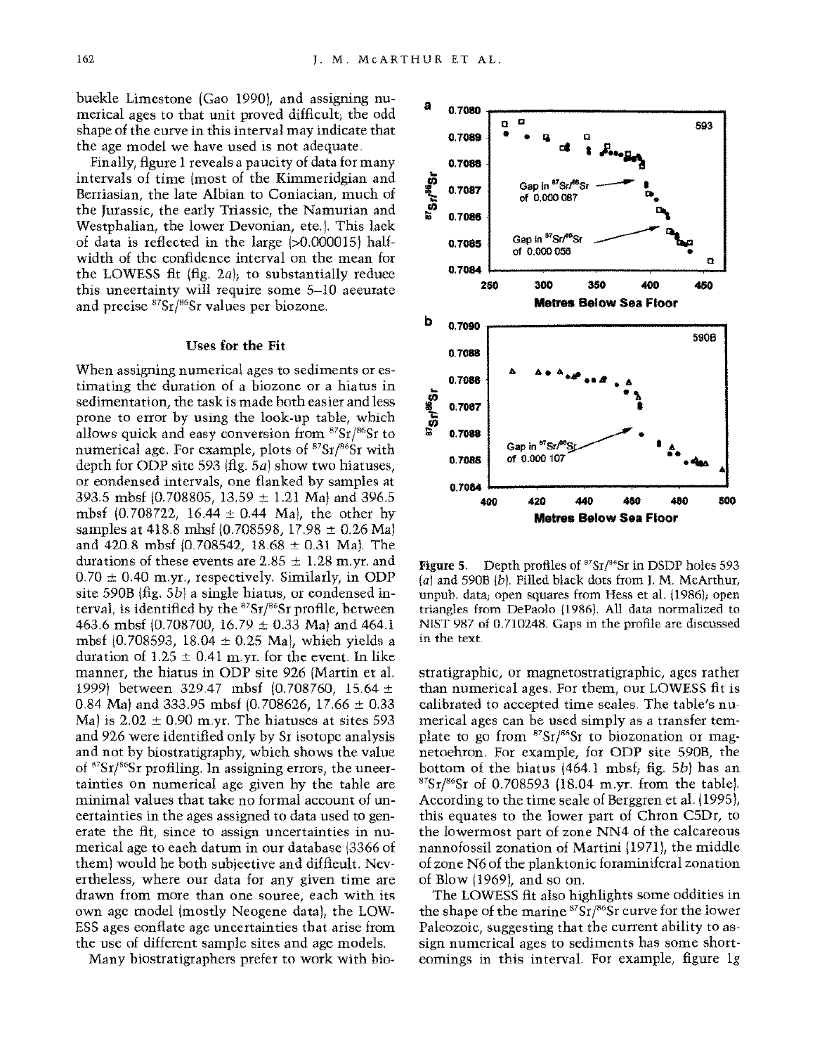buckle Limestone (Gao 1990), and assigning numerical ages to that unit proved difficult; the odd shape of the curve in this interval may indicate that the age model we have used is not adequate.

Finally, figure 1 reveals a paucity of data for many intervals of time (most of the Kimmeridgian and Berriasian, the late Albian to Coniacian, much of the Jurassic, the early Triassic, the Namurian and Westphalian, the lower Devonian, etc.). This lack of data is reflected in the large (>0.000015) half-width of the confidence interval on the mean for the LOWESS fit (fig. 2*a*); to substantially reduce this uncertainty will require some 5–10 accurate and precise $^{87}Sr/^{86}Sr$ values per biozone.

## Uses for the Fit

When assigning numerical ages to sediments or estimating the duration of a biozone or a hiatus in sedimentation, the task is made both easier and less prone to error by using the look-up table, which allows quick and easy conversion from $^{87}Sr/^{86}Sr$ to numerical age. For example, plots of $^{87}Sr/^{86}Sr$ with depth for ODP site 593 (fig. 5*a*) show two hiatuses, or condensed intervals, one flanked by samples at 393.5 mbsf (0.708805, 13.59 ± 1.21 Ma) and 396.5 mbsf (0.708722, 16.44 ± 0.44 Ma), the other by samples at 418.8 mbsf (0.708598, 17.98 ± 0.26 Ma) and 420.8 mbsf (0.708542, 18.68 ± 0.31 Ma). The durations of these events are 2.85 ± 1.28 m.yr. and 0.70 ± 0.40 m.yr., respectively. Similarly, in ODP site 590B (fig. 5*b*) a single hiatus, or condensed interval, is identified by the $^{87}Sr/^{86}Sr$ profile, between 463.6 mbsf (0.708700, 16.79 ± 0.33 Ma) and 464.1 mbsf (0.708593, 18.04 ± 0.25 Ma), which yields a duration of 1.25 ± 0.41 m.yr. for the event. In like manner, the hiatus in ODP site 926 (Martin et al. 1999) between 329.47 mbsf (0.708760, 15.64 ± 0.84 Ma) and 333.95 mbsf (0.708626, 17.66 ± 0.33 Ma) is 2.02 ± 0.90 m.yr. The hiatuses at sites 593 and 926 were identified only by Sr isotope analysis and not by biostratigraphy, which shows the value of $^{87}Sr/^{86}Sr$ profiling. In assigning errors, the uncertainties on numerical age given by the table are minimal values that take no formal account of uncertainties in the ages assigned to data used to generate the fit, since to assign uncertainties in numerical age to each datum in our database (3366 of them) would be both subjective and difficult. Nevertheless, where our data for any given time are drawn from more than one source, each with its own age model (mostly Neogene data), the LOWESS ages conflate age uncertainties that arise from the use of different sample sites and age models.

Many biostratigraphers prefer to work with biostratigraphic, or magnetostratigraphic, ages rather than numerical ages. For them, our LOWESS fit is calibrated to accepted time scales. The table's numerical ages can be used simply as a transfer template to go from $^{87}Sr/^{86}Sr$ to biozonation or magnetochron. For example, for ODP site 590B, the bottom of the hiatus (464.1 mbsf; fig. 5*b*) has an $^{87}Sr/^{86}Sr$ of 0.708593 (18.04 m.yr. from the table). According to the time scale of Berggren et al. (1995), this equates to the lower part of Chron C5Dr, to the lowermost part of zone NN4 of the calcareous nannofossil zonation of Martini (1971), the middle of zone N6 of the planktonic foraminiferal zonation of Blow (1969), and so on.

The LOWESS fit also highlights some oddities in the shape of the marine $^{87}Sr/^{86}Sr$ curve for the lower Paleozoic, suggesting that the current ability to assign numerical ages to sediments has some shortcomings in this interval. For example, figure 1*g*

**Figure 5.** Depth profiles of $^{87}Sr/^{86}Sr$ in DSDP holes 593 (*a*) and 590B (*b*). Filled black dots from J. M. McArthur, unpub. data; open squares from Hess et al. (1986); open triangles from DePaolo (1986). All data normalized to NIST 987 of 0.710248. Gaps in the profile are discussed in the text.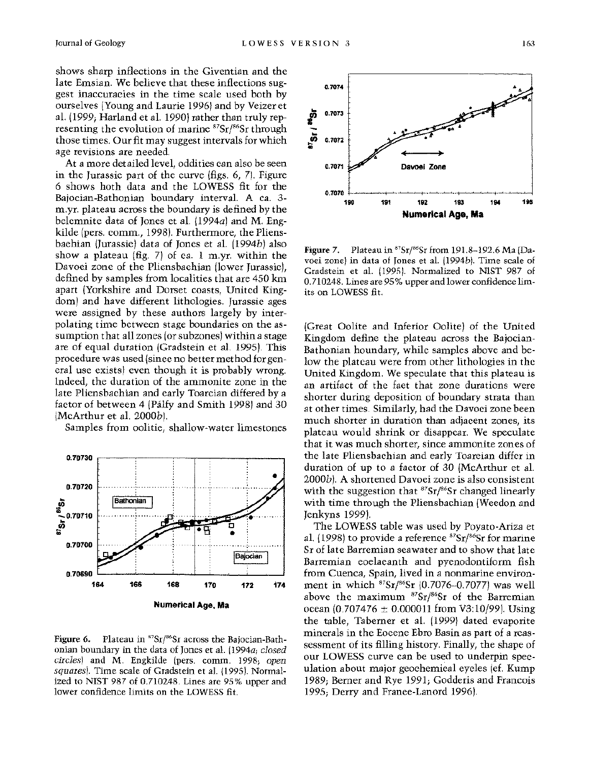shows sharp inflections in the Givetian and the late Emsian. We believe that these inflections suggest inaccuracies in the time scale used both by ourselves (Young and Laurie 1996) and by Veizer et al. (1999; Harland et al. 1990) rather than truly representing the evolution of marine $^{87}Sr/^{86}Sr$ through those times. Our fit may suggest intervals for which age revisions are needed.

At a more detailed level, oddities can also be seen in the Jurassic part of the curve (figs. 6, 7). Figure 6 shows both data and the LOWESS fit for the Bajocian-Bathonian boundary interval. A ca. 3-m.yr. plateau across the boundary is defined by the belemnite data of Jones et al. (1994*a*) and M. Engkilde (pers. comm., 1998). Furthermore, the Pliensbachian (Jurassic) data of Jones et al. (1994*b*) also show a plateau (fig. 7) of ca. 1 m.yr. within the Davoei zone of the Pliensbachian (lower Jurassic), defined by samples from localities that are 450 km apart (Yorkshire and Dorset coasts, United Kingdom) and have different lithologies. Jurassic ages were assigned by these authors largely by interpolating time between stage boundaries on the assumption that all zones (or subzones) within a stage are of equal duration (Gradstein et al. 1995). This procedure was used (since no better method for general use exists) even though it is probably wrong. Indeed, the duration of the ammonite zone in the late Pliensbachian and early Toarcian differed by a factor of between 4 (Pálfy and Smith 1998) and 30 (McArthur et al. 2000*b*).

Samples from oolitic, shallow-water limestones

Figure 6. Plateau in $^{87}Sr/^{86}Sr$ across the Bajocian-Bathonian boundary in the data of Jones et al. (1994*a*; *closed circles*) and M. Engkilde (pers. comm. 1998; *open squares*). Time scale of Gradstein et al. (1995). Normalized to NIST 987 of 0.710248. Lines are 95% upper and lower confidence limits on the LOWESS fit.

Figure 7. Plateau in $^{87}Sr/^{86}Sr$ from 191.8–192.6 Ma (Davoei zone) in data of Jones et al. (1994*b*). Time scale of Gradstein et al. (1995). Normalized to NIST 987 of 0.710248. Lines are 95% upper and lower confidence limits on LOWESS fit.

(Great Oolite and Inferior Oolite) of the United Kingdom define the plateau across the Bajocian-Bathonian boundary, while samples above and below the plateau were from other lithologies in the United Kingdom. We speculate that this plateau is an artifact of the fact that zone durations were shorter during deposition of boundary strata than at other times. Similarly, had the Davoei zone been much shorter in duration than adjacent zones, its plateau would shrink or disappear. We speculate that it was much shorter, since ammonite zones of the late Pliensbachian and early Toarcian differ in duration of up to a factor of 30 (McArthur et al. 2000*b*). A shortened Davoei zone is also consistent with the suggestion that $^{87}Sr/^{86}Sr$ changed linearly with time through the Pliensbachian (Weedon and Jenkyns 1999).

The LOWESS table was used by Poyato-Ariza et al. (1998) to provide a reference $^{87}Sr/^{86}Sr$ for marine Sr of late Barremian seawater and to show that late Barremian coelacanth and pycnodontiform fish from Cuenca, Spain, lived in a nonmarine environment in which $^{87}Sr/^{86}Sr$ (0.7076–0.7077) was well above the maximum $^{87}Sr/^{86}Sr$ of the Barremian ocean (0.707476 ± 0.000011 from V3:10/99). Using the table, Taberner et al. (1999) dated evaporite minerals in the Eocene Ebro Basin as part of a reassessment of its filling history. Finally, the shape of our LOWESS curve can be used to underpin speculation about major geochemical cycles (cf. Kump 1989; Berner and Rye 1991; Godderis and Francois 1995; Derry and France-Lanord 1996).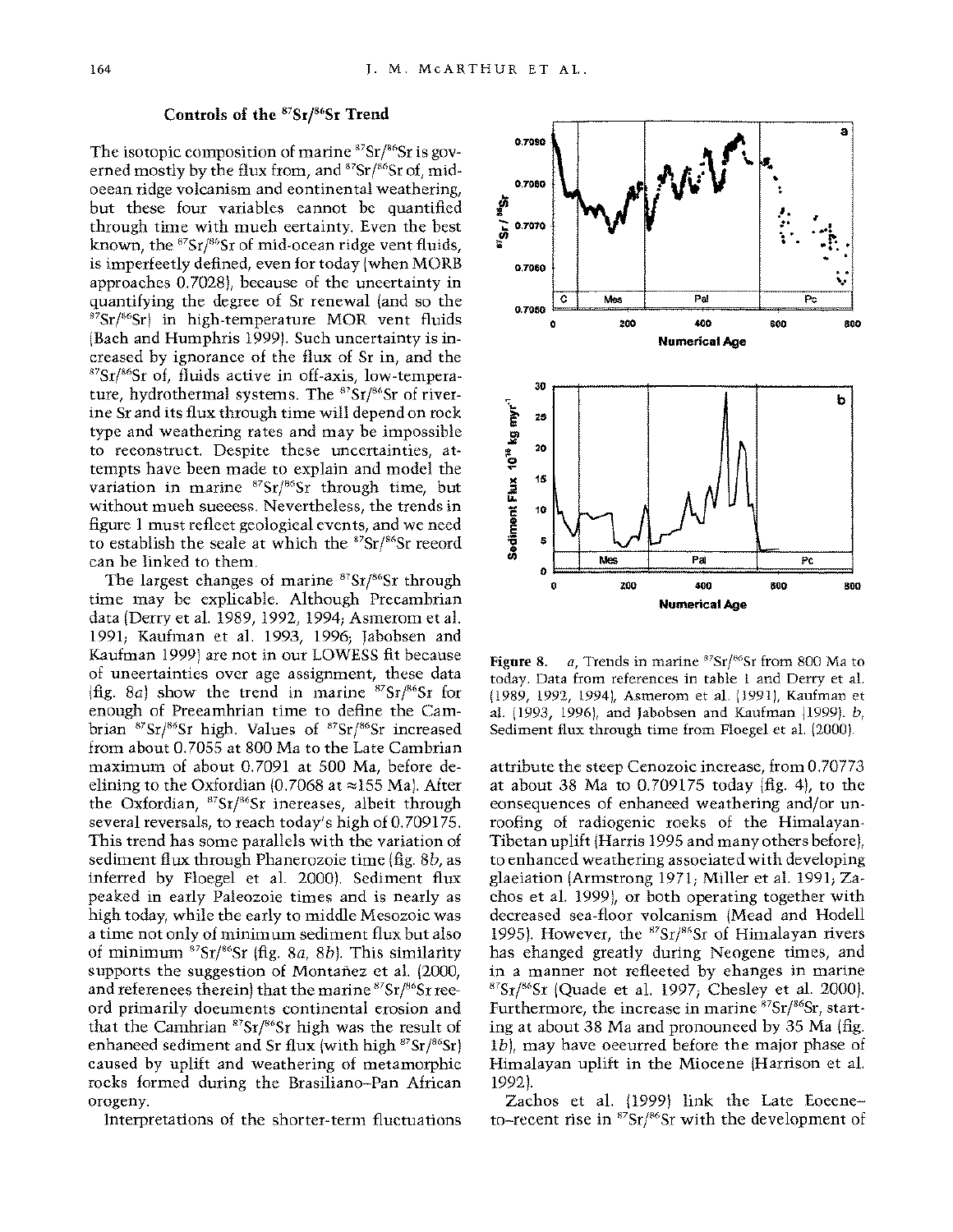### Controls of the $^{87}Sr/^{86}Sr$ Trend

The isotopic composition of marine $^{87}Sr/^{86}Sr$ is governed mostly by the flux from, and $^{87}Sr/^{86}Sr$ of, mid-ocean ridge volcanism and continental weathering, but these four variables cannot be quantified through time with much certainty. Even the best known, the $^{87}Sr/^{86}Sr$ of mid-ocean ridge vent fluids, is imperfectly defined, even for today (when MORB approaches 0.7028), because of the uncertainty in quantifying the degree of Sr renewal (and so the $^{87}Sr/^{86}Sr$) in high-temperature MOR vent fluids (Bach and Humphris 1999). Such uncertainty is increased by ignorance of the flux of Sr in, and the $^{87}Sr/^{86}Sr$ of, fluids active in off-axis, low-temperature, hydrothermal systems. The $^{87}Sr/^{86}Sr$ of riverine Sr and its flux through time will depend on rock type and weathering rates and may be impossible to reconstruct. Despite these uncertainties, attempts have been made to explain and model the variation in marine $^{87}Sr/^{86}Sr$ through time, but without much success. Nevertheless, the trends in figure 1 must reflect geological events, and we need to establish the scale at which the $^{87}Sr/^{86}Sr$ record can be linked to them.

The largest changes of marine $^{87}Sr/^{86}Sr$ through time may be explicable. Although Precambrian data (Derry et al. 1989, 1992, 1994; Asmerom et al. 1991; Kaufman et al. 1993, 1996; Jabobsen and Kaufman 1999) are not in our LOWESS fit because of uncertainties over age assignment, these data (fig. 8*a*) show the trend in marine $^{87}Sr/^{86}Sr$ for enough of Precambrian time to define the Cambrian $^{87}Sr/^{86}Sr$ high. Values of $^{87}Sr/^{86}Sr$ increased from about 0.7055 at 800 Ma to the Late Cambrian maximum of about 0.7091 at 500 Ma, before declining to the Oxfordian (0.7068 at ≈155 Ma). After the Oxfordian, $^{87}Sr/^{86}Sr$ increases, albeit through several reversals, to reach today's high of 0.709175. This trend has some parallels with the variation of sediment flux through Phanerozoic time (fig. 8*b*, as inferred by Floegel et al. 2000). Sediment flux peaked in early Paleozoic times and is nearly as high today, while the early to middle Mesozoic was a time not only of minimum sediment flux but also of minimum $^{87}Sr/^{86}Sr$ (fig. 8*a*, 8*b*). This similarity supports the suggestion of Montañez et al. (2000, and references therein) that the marine $^{87}Sr/^{86}Sr$ record primarily documents continental erosion and that the Cambrian $^{87}Sr/^{86}Sr$ high was the result of enhanced sediment and Sr flux (with high $^{87}Sr/^{86}Sr$) caused by uplift and weathering of metamorphic rocks formed during the Brasiliano–Pan African orogeny.

Interpretations of the shorter-term fluctuations attribute the steep Cenozoic increase, from 0.70773 at about 38 Ma to 0.709175 today (fig. 4), to the consequences of enhanced weathering and/or unroofing of radiogenic rocks of the Himalayan-Tibetan uplift (Harris 1995 and many others before), to enhanced weathering associated with developing glaciation (Armstrong 1971; Miller et al. 1991; Zachos et al. 1999), or both operating together with decreased sea-floor volcanism (Mead and Hodell 1995). However, the $^{87}Sr/^{86}Sr$ of Himalayan rivers has changed greatly during Neogene times, and in a manner not reflected by changes in marine $^{87}Sr/^{86}Sr$ (Quade et al. 1997; Chesley et al. 2000). Furthermore, the increase in marine $^{87}Sr/^{86}Sr$, starting at about 38 Ma and pronounced by 35 Ma (fig. 1*b*), may have occurred before the major phase of Himalayan uplift in the Miocene (Harrison et al. 1992).

Zachos et al. (1999) link the Late Eocene–to–recent rise in $^{87}Sr/^{86}Sr$ with the development of

**Figure 8.** *a*, Trends in marine $^{87}Sr/^{86}Sr$ from 800 Ma to today. Data from references in table 1 and Derry et al. (1989, 1992, 1994), Asmerom et al. (1991), Kaufman et al. (1993, 1996), and Jabobsen and Kaufman (1999). *b*, Sediment flux through time from Floegel et al. (2000).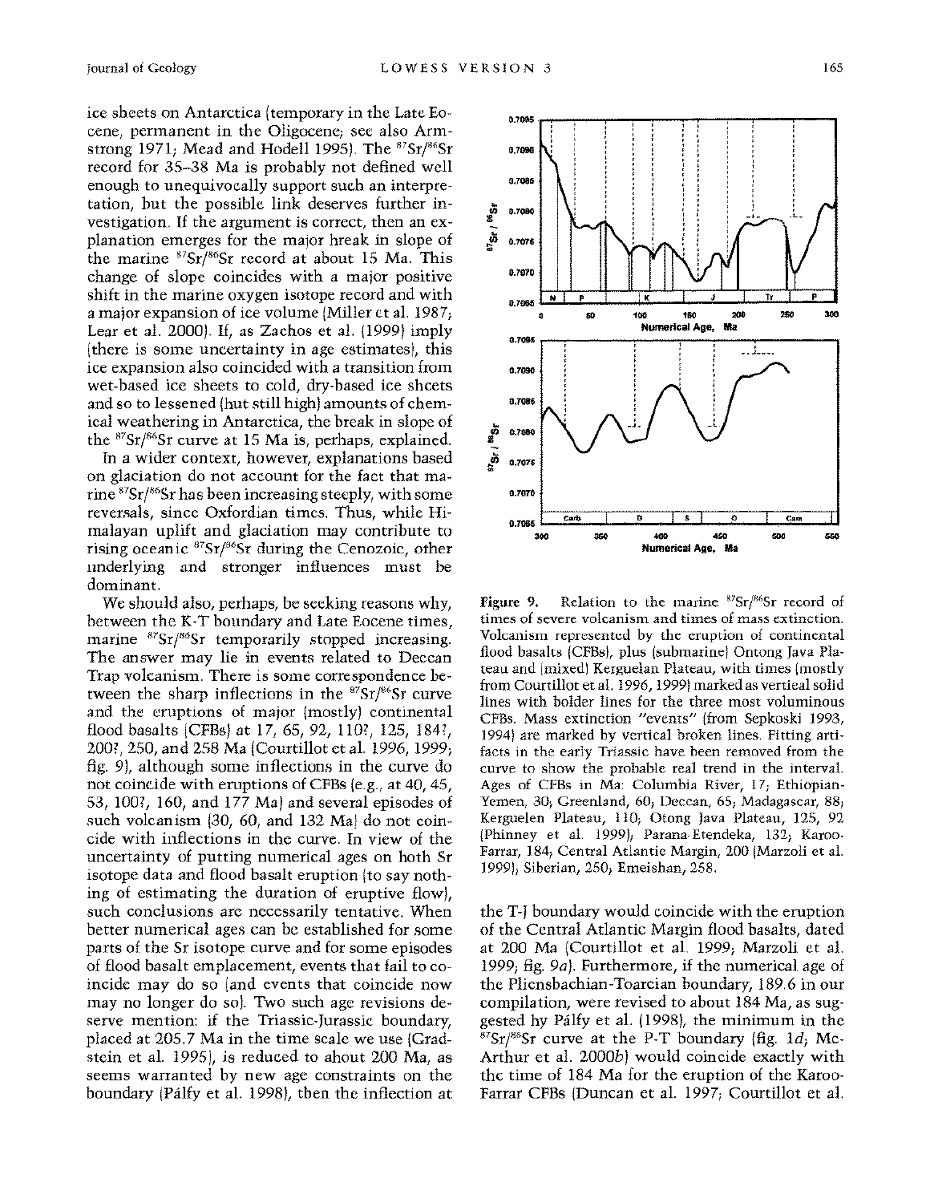ice sheets on Antarctica (temporary in the Late Eocene, permanent in the Oligocene; see also Armstrong 1971; Mead and Hodell 1995). The $^{87}Sr/^{86}Sr$ record for 35–38 Ma is probably not defined well enough to unequivocally support such an interpretation, but the possible link deserves further investigation. If the argument is correct, then an explanation emerges for the major break in slope of the marine $^{87}Sr/^{86}Sr$ record at about 15 Ma. This change of slope coincides with a major positive shift in the marine oxygen isotope record and with a major expansion of ice volume (Miller et al. 1987; Lear et al. 2000). If, as Zachos et al. (1999) imply (there is some uncertainty in age estimates), this ice expansion also coincided with a transition from wet-based ice sheets to cold, dry-based ice sheets and so to lessened (but still high) amounts of chemical weathering in Antarctica, the break in slope of the $^{87}Sr/^{86}Sr$ curve at 15 Ma is, perhaps, explained.

In a wider context, however, explanations based on glaciation do not account for the fact that marine $^{87}Sr/^{86}Sr$ has been increasing steeply, with some reversals, since Oxfordian times. Thus, while Himalayan uplift and glaciation may contribute to rising oceanic $^{87}Sr/^{86}Sr$ during the Cenozoic, other underlying and stronger influences must be dominant.

We should also, perhaps, be seeking reasons why, between the K-T boundary and Late Eocene times, marine $^{87}Sr/^{86}Sr$ temporarily stopped increasing. The answer may lie in events related to Deccan Trap volcanism. There is some correspondence between the sharp inflections in the $^{87}Sr/^{86}Sr$ curve and the eruptions of major (mostly) continental flood basalts (CFBs) at 17, 65, 92, 110?, 125, 184?, 200?, 250, and 258 Ma (Courtillot et al. 1996, 1999; fig. 9), although some inflections in the curve do not coincide with eruptions of CFBs (e.g., at 40, 45, 53, 100?, 160, and 177 Ma) and several episodes of such volcanism (30, 60, and 132 Ma) do not coincide with inflections in the curve. In view of the uncertainty of putting numerical ages on both Sr isotope data and flood basalt eruption (to say nothing of estimating the duration of eruptive flow), such conclusions are necessarily tentative. When better numerical ages can be established for some parts of the Sr isotope curve and for some episodes of flood basalt emplacement, events that fail to coincide may do so (and events that coincide now may no longer do so). Two such age revisions deserve mention: if the Triassic-Jurassic boundary, placed at 205.7 Ma in the time scale we use (Gradstein et al. 1995), is reduced to about 200 Ma, as seems warranted by new age constraints on the boundary (Pálfy et al. 1998), then the inflection at

**Figure 9.** Relation to the marine $^{87}Sr/^{86}Sr$ record of times of severe volcanism and times of mass extinction. Volcanism represented by the eruption of continental flood basalts (CFBs), plus (submarine) Ontong Java Plateau and (mixed) Kerguelan Plateau, with times (mostly from Courtillot et al. 1996, 1999) marked as vertical solid lines with bolder lines for the three most voluminous CFBs. Mass extinction "events" (from Sepkoski 1993, 1994) are marked by vertical broken lines. Fitting artifacts in the early Triassic have been removed from the curve to show the probable real trend in the interval. Ages of CFBs in Ma: Columbia River, 17; Ethiopian-Yemen, 30; Greenland, 60; Deccan, 65; Madagascar, 88; Kerguelen Plateau, 110; Otong Java Plateau, 125, 92 (Phinney et al. 1999); Parana-Etendeka, 132; Karoo-Farrar, 184; Central Atlantic Margin, 200 (Marzoli et al. 1999); Siberian, 250; Emeishan, 258.

the T-J boundary would coincide with the eruption of the Central Atlantic Margin flood basalts, dated at 200 Ma (Courtillot et al. 1999; Marzoli et al. 1999; fig. 9*a*). Furthermore, if the numerical age of the Pliensbachian-Toarcian boundary, 189.6 in our compilation, were revised to about 184 Ma, as suggested by Pálfy et al. (1998), the minimum in the $^{87}Sr/^{86}Sr$ curve at the P-T boundary (fig. 1*d*; McArthur et al. 2000*b*) would coincide exactly with the time of 184 Ma for the eruption of the Karoo-Farrar CFBs (Duncan et al. 1997; Courtillot et al.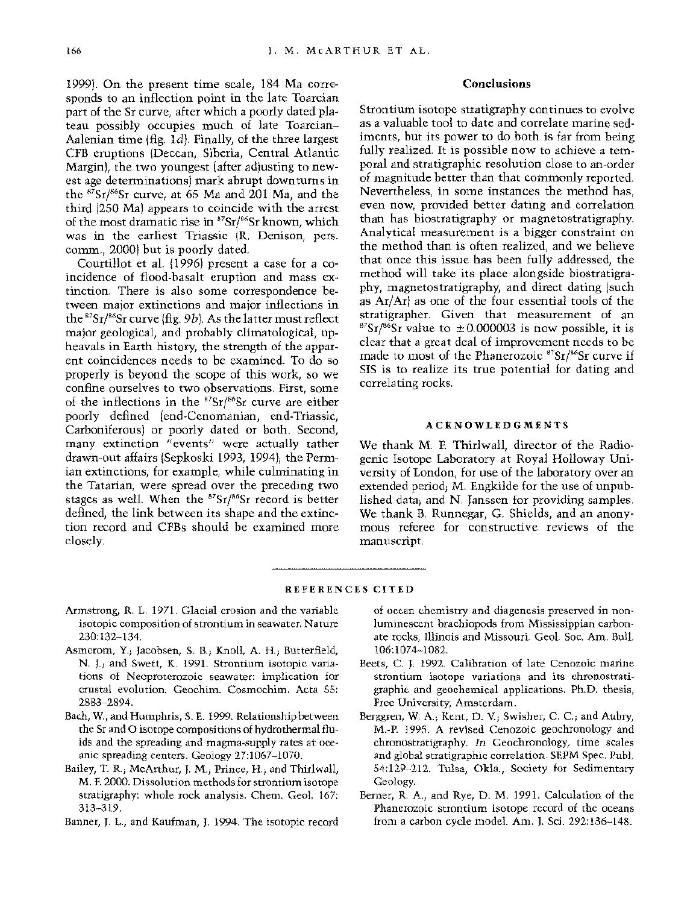1999). On the present time scale, 184 Ma corresponds to an inflection point in the late Toarcian part of the Sr curve, after which a poorly dated plateau possibly occupies much of late Toarcian–Aalenian time (fig. 1*d*). Finally, of the three largest CFB eruptions (Deccan, Siberia, Central Atlantic Margin), the two youngest (after adjusting to newest age determinations) mark abrupt downturns in the $^{87}Sr/^{86}Sr$ curve, at 65 Ma and 201 Ma, and the third (250 Ma) appears to coincide with the arrest of the most dramatic rise in $^{87}Sr/^{86}Sr$ known, which was in the earliest Triassic (R. Denison, pers. comm., 2000) but is poorly dated.

Courtillot et al. (1996) present a case for a coincidence of flood-basalt eruption and mass extinction. There is also some correspondence between major extinctions and major inflections in the $^{87}Sr/^{86}Sr$ curve (fig. 9*b*). As the latter must reflect major geological, and probably climatological, upheavals in Earth history, the strength of the apparent coincidences needs to be examined. To do so properly is beyond the scope of this work, so we confine ourselves to two observations. First, some of the inflections in the $^{87}Sr/^{86}Sr$ curve are either poorly defined (end-Cenomanian, end-Triassic, Carboniferous) or poorly dated or both. Second, many extinction "events" were actually rather drawn-out affairs (Sepkoski 1993, 1994); the Permian extinctions, for example, while culminating in the Tatarian, were spread over the preceding two stages as well. When the $^{87}Sr/^{86}Sr$ record is better defined, the link between its shape and the extinction record and CFBs should be examined more closely.

## Conclusions

Strontium isotope stratigraphy continues to evolve as a valuable tool to date and correlate marine sediments, but its power to do both is far from being fully realized. It is possible now to achieve a temporal and stratigraphic resolution close to an order of magnitude better than that commonly reported. Nevertheless, in some instances the method has, even now, provided better dating and correlation than has biostratigraphy or magnetostratigraphy. Analytical measurement is a bigger constraint on the method than is often realized, and we believe that once this issue has been fully addressed, the method will take its place alongside biostratigraphy, magnetostratigraphy, and direct dating (such as Ar/Ar) as one of the four essential tools of the stratigrapher. Given that measurement of an $^{87}Sr/^{86}Sr$ value to $\pm 0.000003$ is now possible, it is clear that a great deal of improvement needs to be made to most of the Phanerozoic $^{87}Sr/^{86}Sr$ curve if SIS is to realize its true potential for dating and correlating rocks.

## Acknowledgments

We thank M. F. Thirlwall, director of the Radiogenic Isotope Laboratory at Royal Holloway University of London, for use of the laboratory over an extended period; M. Engkilde for the use of unpublished data; and N. Janssen for providing samples. We thank B. Runnegar, G. Shields, and an anonymous referee for constructive reviews of the manuscript.

## References Cited

Armstrong, R. L. 1971. Glacial erosion and the variable isotopic composition of strontium in seawater. Nature 230:132–134.

Asmerom, Y.; Jacobsen, S. B.; Knoll, A. H.; Butterfield, N. J.; and Swett, K. 1991. Strontium isotopic variations of Neoproterozoic seawater: implication for crustal evolution. Geochim. Cosmochim. Acta 55: 2883–2894.

Bach, W., and Humphris, S. E. 1999. Relationship between the Sr and O isotope compositions of hydrothermal fluids and the spreading and magma-supply rates at oceanic spreading centers. Geology 27:1067–1070.

Bailey, T. R.; McArthur, J. M.; Prince, H.; and Thirlwall, M. F. 2000. Dissolution methods for strontium isotope stratigraphy: whole rock analysis. Chem. Geol. 167: 313–319.

Banner, J. L., and Kaufman, J. 1994. The isotopic record of ocean chemistry and diagenesis preserved in non-luminescent brachiopods from Mississippian carbonate rocks, Illinois and Missouri. Geol. Soc. Am. Bull. 106:1074–1082.

Beets, C. J. 1992. Calibration of late Cenozoic marine strontium isotope variations and its chronostratigraphic and geochemical applications. Ph.D. thesis, Free University, Amsterdam.

Berggren, W. A.; Kent, D. V.; Swisher, C. C.; and Aubry, M.-P. 1995. A revised Cenozoic geochronology and chronostratigraphy. *In* Geochronology, time scales and global stratigraphic correlation. SEPM Spec. Publ. 54:129–212. Tulsa, Okla., Society for Sedimentary Geology.

Berner, R. A., and Rye, D. M. 1991. Calculation of the Phanerozoic strontium isotope record of the oceans from a carbon cycle model. Am. J. Sci. 292:136–148.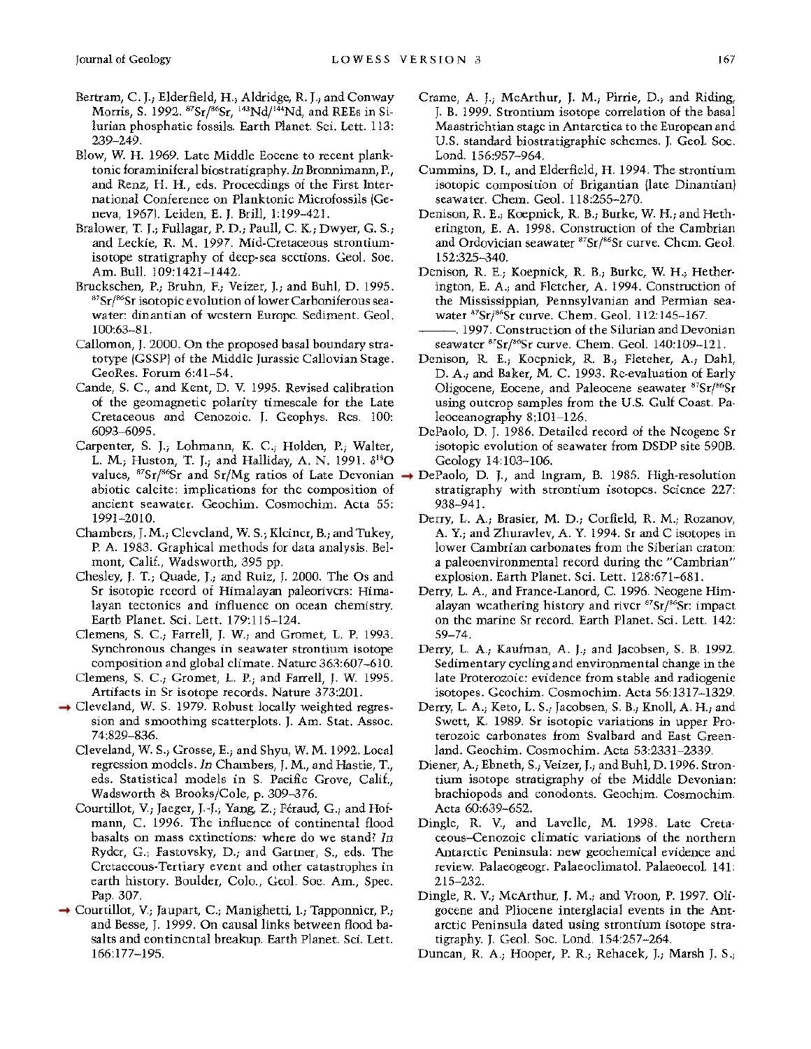Bertram, C. J.; Elderfield, H.; Aldridge, R. J.; and Conway Morris, S. 1992. $^{87}Sr/^{86}Sr$, $^{143}Nd/^{144}Nd$, and REEs in Silurian phosphatic fossils. Earth Planet. Sci. Lett. 113: 239–249.

Blow, W. H. 1969. Late Middle Eocene to recent planktonic foraminiferal biostratigraphy. *In* Bronnimann, P., and Renz, H. H., eds. Proceedings of the First International Conference on Planktonic Microfossils (Geneva, 1967). Leiden, E. J. Brill, 1:199–421.

Bralower, T. J.; Fullagar, P. D.; Paull, C. K.; Dwyer, G. S.; and Leckie, R. M. 1997. Mid-Cretaceous strontium-isotope stratigraphy of deep-sea sections. Geol. Soc. Am. Bull. 109:1421–1442.

Bruckschen, P.; Bruhn, F.; Veizer, J.; and Buhl, D. 1995. $^{87}Sr/^{86}Sr$ isotopic evolution of lower Carboniferous seawater: dinantian of western Europe. Sediment. Geol. 100:63–81.

Callomon, J. 2000. On the proposed basal boundary stratotype (GSSP) of the Middle Jurassic Callovian Stage. GeoRes. Forum 6:41–54.

Cande, S. C., and Kent, D. V. 1995. Revised calibration of the geomagnetic polarity timescale for the Late Cretaceous and Cenozoic. J. Geophys. Res. 100: 6093–6095.

Carpenter, S. J.; Lohmann, K. C.; Holden, P.; Walter, L. M.; Huston, T. J.; and Halliday, A. N. 1991. $\delta^{18}O$ values, $^{87}Sr/^{86}Sr$ and Sr/Mg ratios of Late Devonian abiotic calcite: implications for the composition of ancient seawater. Geochim. Cosmochim. Acta 55: 1991–2010.

Chambers, J. M.; Cleveland, W. S.; Kleiner, B.; and Tukey, P. A. 1983. Graphical methods for data analysis. Belmont, Calif., Wadsworth, 395 pp.

Chesley, J. T.; Quade, J.; and Ruiz, J. 2000. The Os and Sr isotopic record of Himalayan paleorivers: Himalayan tectonics and influence on ocean chemistry. Earth Planet. Sci. Lett. 179:115–124.

Clemens, S. C.; Farrell, J. W.; and Gromet, L. P. 1993. Synchronous changes in seawater strontium isotope composition and global climate. Nature 363:607–610.

Clemens, S. C.; Gromet, L. P.; and Farrell, J. W. 1995. Artifacts in Sr isotope records. Nature 373:201.

Cleveland, W. S. 1979. Robust locally weighted regression and smoothing scatterplots. J. Am. Stat. Assoc. 74:829–836.

Cleveland, W. S.; Grosse, E.; and Shyu, W. M. 1992. Local regression models. *In* Chambers, J. M., and Hastie, T., eds. Statistical models in S. Pacific Grove, Calif., Wadsworth & Brooks/Cole, p. 309–376.

Courtillot, V.; Jaeger, J.-J.; Yang, Z.; Féraud, G.; and Hofmann, C. 1996. The influence of continental flood basalts on mass extinctions: where do we stand? *In* Ryder, G.; Fastovsky, D.; and Gartner, S., eds. The Cretaceous-Tertiary event and other catastrophes in earth history. Boulder, Colo., Geol. Soc. Am., Spec. Pap. 307.

Courtillot, V.; Jaupart, C.; Manighetti, I.; Tapponnier, P.; and Besse, J. 1999. On causal links between flood basalts and continental breakup. Earth Planet. Sci. Lett. 166:177–195.

Crame, A. J.; McArthur, J. M.; Pirrie, D.; and Riding, J. B. 1999. Strontium isotope correlation of the basal Maastrichtian stage in Antarctica to the European and U.S. standard biostratigraphic schemes. J. Geol. Soc. Lond. 156:957–964.

Cummins, D. I., and Elderfield, H. 1994. The strontium isotopic composition of Brigantian (late Dinantian) seawater. Chem. Geol. 118:255–270.

Denison, R. E.; Koepnick, R. B.; Burke, W. H.; and Hetherington, E. A. 1998. Construction of the Cambrian and Ordovician seawater $^{87}Sr/^{86}Sr$ curve. Chem. Geol. 152:325–340.

Denison, R. E.; Koepnick, R. B.; Burke, W. H.; Hetherington, E. A.; and Fletcher, A. 1994. Construction of the Mississippian, Pennsylvanian and Permian seawater $^{87}Sr/^{86}Sr$ curve. Chem. Geol. 112:145–167.

———. 1997. Construction of the Silurian and Devonian seawater $^{87}Sr/^{86}Sr$ curve. Chem. Geol. 140:109–121.

Denison, R. E.; Koepnick, R. B.; Fletcher, A.; Dahl, D. A.; and Baker, M. C. 1993. Re-evaluation of Early Oligocene, Eocene, and Paleocene seawater $^{87}Sr/^{86}Sr$ using outcrop samples from the U.S. Gulf Coast. Paleoceanography 8:101–126.

DePaolo, D. J. 1986. Detailed record of the Neogene Sr isotopic evolution of seawater from DSDP site 590B. Geology 14:103–106.

DePaolo, D. J., and Ingram, B. 1985. High-resolution stratigraphy with strontium isotopes. Science 227: 938–941.

Derry, L. A.; Brasier, M. D.; Corfield, R. M.; Rozanov, A. Y.; and Zhuravlev, A. Y. 1994. Sr and C isotopes in lower Cambrian carbonates from the Siberian craton: a paleoenvironmental record during the "Cambrian" explosion. Earth Planet. Sci. Lett. 128:671–681.

Derry, L. A., and France-Lanord, C. 1996. Neogene Himalayan weathering history and river $^{87}Sr/^{86}Sr$: impact on the marine Sr record. Earth Planet. Sci. Lett. 142: 59–74.

Derry, L. A.; Kaufman, A. J.; and Jacobsen, S. B. 1992. Sedimentary cycling and environmental change in the late Proterozoic: evidence from stable and radiogenic isotopes. Geochim. Cosmochim. Acta 56:1317–1329.

Derry, L. A.; Keto, L. S.; Jacobsen, S. B.; Knoll, A. H.; and Swett, K. 1989. Sr isotopic variations in upper Proterozoic carbonates from Svalbard and East Greenland. Geochim. Cosmochim. Acta 53:2331–2339.

Diener, A.; Ebneth, S.; Veizer, J.; and Buhl, D. 1996. Strontium isotope stratigraphy of the Middle Devonian: brachiopods and conodonts. Geochim. Cosmochim. Acta 60:639–652.

Dingle, R. V., and Lavelle, M. 1998. Late Cretaceous–Cenozoic climatic variations of the northern Antarctic Peninsula: new geochemical evidence and review. Palaeogeogr. Palaeoclimatol. Palaeoecol. 141: 215–232.

Dingle, R. V.; McArthur, J. M.; and Vroon, P. 1997. Oligocene and Pliocene interglacial events in the Antarctic Peninsula dated using strontium isotope stratigraphy. J. Geol. Soc. Lond. 154:257–264.

Duncan, R. A.; Hooper, P. R.; Rehacek, J.; Marsh J. S.;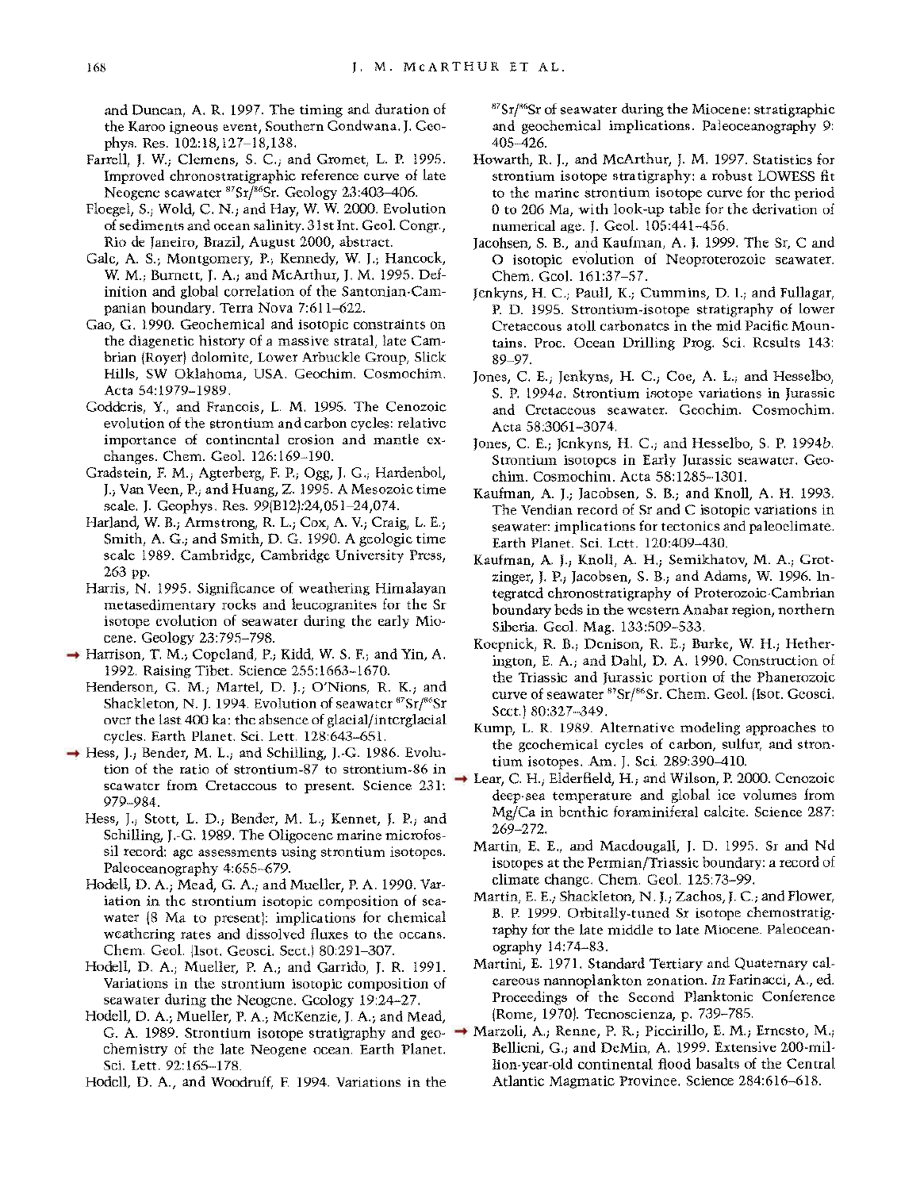and Duncan, A. R. 1997. The timing and duration of the Karoo igneous event, Southern Gondwana. J. Geophys. Res. 102:18,127–18,138.

Farrell, J. W.; Clemens, S. C.; and Gromet, L. P. 1995. Improved chronostratigraphic reference curve of late Neogene seawater $^{87}Sr/^{86}Sr$. Geology 23:403–406.

Floegel, S.; Wold, C. N.; and Hay, W. W. 2000. Evolution of sediments and ocean salinity. 31st Int. Geol. Congr., Rio de Janeiro, Brazil, August 2000, abstract.

Gale, A. S.; Montgomery, P.; Kennedy, W. J.; Hancock, W. M.; Burnett, J. A.; and McArthur, J. M. 1995. Definition and global correlation of the Santonian-Campanian boundary. Terra Nova 7:611–622.

Gao, G. 1990. Geochemical and isotopic constraints on the diagenetic history of a massive stratal, late Cambrian (Royer) dolomite, Lower Arbuckle Group, Slick Hills, SW Oklahoma, USA. Geochim. Cosmochim. Acta 54:1979–1989.

Godderis, Y., and Francois, L. M. 1995. The Cenozoic evolution of the strontium and carbon cycles: relative importance of continental erosion and mantle exchanges. Chem. Geol. 126:169–190.

Gradstein, F. M.; Agterberg, F. P.; Ogg, J. G.; Hardenbol, J.; Van Veen, P.; and Huang, Z. 1995. A Mesozoic time scale. J. Geophys. Res. 99(B12):24,051–24,074.

Harland, W. B.; Armstrong, R. L.; Cox, A. V.; Craig, L. E.; Smith, A. G.; and Smith, D. G. 1990. A geologic time scale 1989. Cambridge, Cambridge University Press, 263 pp.

Harris, N. 1995. Significance of weathering Himalayan metasedimentary rocks and leucogranites for the Sr isotope evolution of seawater during the early Miocene. Geology 23:795–798.

→ Harrison, T. M.; Copeland, P.; Kidd, W. S. F.; and Yin, A. 1992. Raising Tibet. Science 255:1663–1670.

Henderson, G. M.; Martel, D. J.; O'Nions, R. K.; and Shackleton, N. J. 1994. Evolution of seawater $^{87}Sr/^{86}Sr$ over the last 400 ka: the absence of glacial/interglacial cycles. Earth Planet. Sci. Lett. 128:643–651.

→ Hess, J.; Bender, M. L.; and Schilling, J.-G. 1986. Evolution of the ratio of strontium-87 to strontium-86 in seawater from Cretaceous to present. Science 231: 979–984.

Hess, J.; Stott, L. D.; Bender, M. L.; Kennet, J. P.; and Schilling, J.-G. 1989. The Oligocene marine microfossil record: age assessments using strontium isotopes. Paleoceanography 4:655–679.

Hodell, D. A.; Mead, G. A.; and Mueller, P. A. 1990. Variation in the strontium isotopic composition of seawater (8 Ma to present): implications for chemical weathering rates and dissolved fluxes to the oceans. Chem. Geol. (Isot. Geosci. Sect.) 80:291–307.

Hodell, D. A.; Mueller, P. A.; and Garrido, J. R. 1991. Variations in the strontium isotopic composition of seawater during the Neogene. Geology 19:24–27.

Hodell, D. A.; Mueller, P. A.; McKenzie, J. A.; and Mead, G. A. 1989. Strontium isotope stratigraphy and geochemistry of the late Neogene ocean. Earth Planet. Sci. Lett. 92:165–178.

Hodell, D. A., and Woodruff, F. 1994. Variations in the $^{87}Sr/^{86}Sr$ of seawater during the Miocene: stratigraphic and geochemical implications. Paleoceanography 9: 405–426.

Howarth, R. J., and McArthur, J. M. 1997. Statistics for strontium isotope stratigraphy: a robust LOWESS fit to the marine strontium isotope curve for the period 0 to 206 Ma, with look-up table for the derivation of numerical age. J. Geol. 105:441–456.

Jacobsen, S. B., and Kaufman, A. J. 1999. The Sr, C and O isotopic evolution of Neoproterozoic seawater. Chem. Geol. 161:37–57.

Jenkyns, H. C.; Paull, K.; Cummins, D. I.; and Fullagar, P. D. 1995. Strontium-isotope stratigraphy of lower Cretaceous atoll carbonates in the mid Pacific Mountains. Proc. Ocean Drilling Prog. Sci. Results 143: 89–97.

Jones, C. E.; Jenkyns, H. C.; Coe, A. L.; and Hesselbo, S. P. 1994*a*. Strontium isotope variations in Jurassic and Cretaceous seawater. Geochim. Cosmochim. Acta 58:3061–3074.

Jones, C. E.; Jenkyns, H. C.; and Hesselbo, S. P. 1994*b*. Strontium isotopes in Early Jurassic seawater. Geochim. Cosmochim. Acta 58:1285–1301.

Kaufman, A. J.; Jacobsen, S. B.; and Knoll, A. H. 1993. The Vendian record of Sr and C isotopic variations in seawater: implications for tectonics and paleoclimate. Earth Planet. Sci. Lett. 120:409–430.

Kaufman, A. J.; Knoll, A. H.; Semikhatov, M. A.; Grotzinger, J. P.; Jacobsen, S. B.; and Adams, W. 1996. Integrated chronostratigraphy of Proterozoic-Cambrian boundary beds in the western Anabar region, northern Siberia. Geol. Mag. 133:509–533.

Koepnick, R. B.; Denison, R. E.; Burke, W. H.; Hetherington, E. A.; and Dahl, D. A. 1990. Construction of the Triassic and Jurassic portion of the Phanerozoic curve of seawater $^{87}Sr/^{86}Sr$. Chem. Geol. (Isot. Geosci. Sect.) 80:327–349.

Kump, L. R. 1989. Alternative modeling approaches to the geochemical cycles of carbon, sulfur, and strontium isotopes. Am. J. Sci. 289:390–410.

→ Lear, C. H., Elderfield, H.; and Wilson, P. 2000. Cenozoic deep-sea temperature and global ice volumes from Mg/Ca in benthic foraminiferal calcite. Science 287: 269–272.

Martin, E. E., and Macdougall, J. D. 1995. Sr and Nd isotopes at the Permian/Triassic boundary: a record of climate change. Chem. Geol. 125:73–99.

Martin, E. E.; Shackleton, N. J.; Zachos, J. C.; and Flower, B. P. 1999. Orbitally-tuned Sr isotope chemostratigraphy for the late middle to late Miocene. Paleoceanography 14:74–83.

Martini, E. 1971. Standard Tertiary and Quaternary calcareous nannoplankton zonation. *In* Farinacci, A., ed. Proceedings of the Second Planktonic Conference (Rome, 1970). Tecnoscienza, p. 739–785.

→ Marzoli, A.; Renne, P. R.; Piccirillo, E. M.; Ernesto, M.; Bellieni, G.; and DeMin, A. 1999. Extensive 200-million-year-old continental flood basalts of the Central Atlantic Magmatic Province. Science 284:616–618.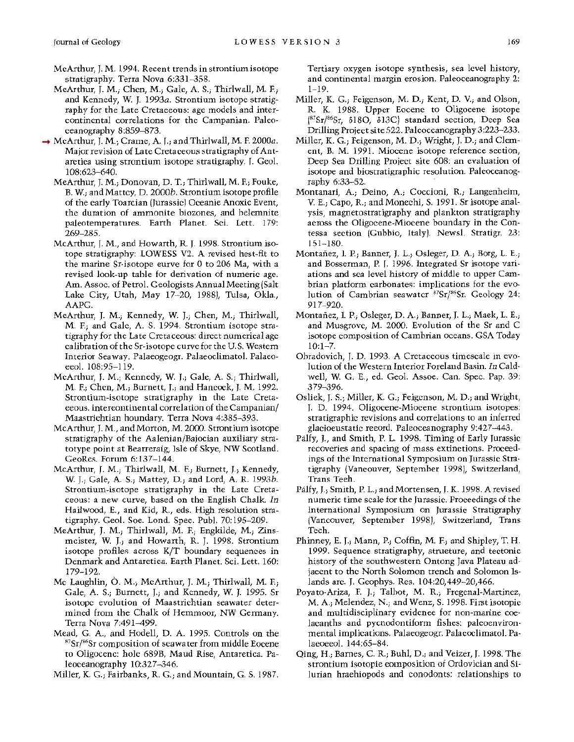McArthur, J. M. 1994. Recent trends in strontium isotope stratigraphy. Terra Nova 6:331–358.

McArthur, J. M.; Chen, M.; Gale, A. S.; Thirlwall, M. F.; and Kennedy, W. J. 1993*a*. Strontium isotope stratigraphy for the Late Cretaceous: age models and intercontinental correlations for the Campanian. Paleoceanography 8:859–873.

McArthur, J. M.; Crame, A. J.; and Thirlwall, M. F. 2000*a*. Major revision of Late Cretaceous stratigraphy of Antarctica using strontium isotope stratigraphy. J. Geol. 108:623–640.

McArthur, J. M.; Donovan, D. T.; Thirlwall, M. F.; Fouke, B. W.; and Mattey, D. 2000*b*. Strontium isotope profile of the early Toarcian (Jurassic) Oceanic Anoxic Event, the duration of ammonite biozones, and belemnite paleotemperatures. Earth Planet. Sci. Lett. 179: 269–285.

McArthur, J. M., and Howarth, R. J. 1998. Strontium isotope stratigraphy: LOWESS V2. A revised best-fit to the marine Sr-isotope curve for 0 to 206 Ma, with a revised look-up table for derivation of numeric age. Am. Assoc. of Petrol. Geologists Annual Meeting (Salt Lake City, Utah, May 17–20, 1988), Tulsa, Okla., AAPG.

McArthur, J. M.; Kennedy, W. J.; Chen, M.; Thirlwall, M. F.; and Gale, A. S. 1994. Strontium isotope stratigraphy for the Late Cretaceous: direct numerical age calibration of the Sr-isotope curve for the U.S. Western Interior Seaway. Palaeogeogr. Palaeoclimatol. Palaeoecol. 108:95–119.

McArthur, J. M.; Kennedy, W. J.; Gale, A. S.; Thirlwall, M. F.; Chen, M.; Burnett, J.; and Hancock, J. M. 1992. Strontium-isotope stratigraphy in the Late Cretaceous. intercontinental correlation of the Campanian/Maastrichtian boundary. Terra Nova 4:385–393.

McArthur, J. M., and Morton, M. 2000. Strontium isotope stratigraphy of the Aalenian/Bajocian auxiliary stratotype point at Bearreraig, Isle of Skye, NW Scotland. GeoRes. Forum 6:137–144.

McArthur, J. M.; Thirlwall, M. F.; Burnett, J.; Kennedy, W. J.; Gale, A. S.; Mattey, D.; and Lord, A. R. 1993*b*. Strontium-isotope stratigraphy in the Late Cretaceous: a new curve, based on the English Chalk. *In* Hailwood, E., and Kid, R., eds. High resolution stratigraphy. Geol. Soc. Lond. Spec. Publ. 70:195–209.

McArthur, J. M.; Thirlwall, M. F.; Engkilde, M.; Zinsmeister, W. J.; and Howarth, R. J. 1998. Strontium isotope profiles across K/T boundary sequences in Denmark and Antarctica. Earth Planet. Sci. Lett. 160: 179–192.

Mc Laughlin, O. M.; McArthur, J. M.; Thirlwall, M. F.; Gale, A. S.; Burnett, J.; and Kennedy, W. J. 1995. Sr isotope evolution of Maastrichtian seawater determined from the Chalk of Hemmoor, NW Germany. Terra Nova 7:491–499.

Mead, G. A., and Hodell, D. A. 1995. Controls on the $^{87}Sr/^{86}Sr$ composition of seawater from middle Eocene to Oligocene: hole 689B, Maud Rise, Antarctica. Paleoceanography 10:327–346.

Miller, K. G.; Fairbanks, R. G.; and Mountain, G. S. 1987. Tertiary oxygen isotope synthesis, sea level history, and continental margin erosion. Paleoceanography 2: 1–19.

Miller, K. G.; Feigenson, M. D.; Kent, D. V.; and Olson, R. K. 1988. Upper Eocene to Oligocene isotope ($^{87}Sr/^{86}Sr$, δ18O, δ13C) standard section, Deep Sea Drilling Project site 522. Paleoceanography 3:223–233.

Miller, K. G.; Feigenson, M. D.; Wright, J. D.; and Clement, B. M. 1991. Miocene isotope reference section, Deep Sea Drilling Project site 608: an evaluation of isotope and biostratigraphic resolution. Paleoceanography 6:33–52.

Montanari, A.; Deino, A.; Coccioni, R.; Langenheim, V. E.; Capo, R.; and Monechi, S. 1991. Sr isotope analysis, magnetostratigraphy and plankton stratigraphy across the Oligocene-Miocene boundary in the Contessa section (Gubbio, Italy). Newsl. Stratigr. 23: 151–180.

Montañez, I. P.; Banner, J. L.; Osleger, D. A.; Borg, L. E.; and Bosserman, P. J. 1996. Integrated Sr isotope variations and sea level history of middle to upper Cambrian platform carbonates: implications for the evolution of Cambrian seawater $^{87}Sr/^{86}Sr$. Geology 24: 917–920.

Montañez, I. P.; Osleger, D. A.; Banner, J. L.; Mack, L. E.; and Musgrove, M. 2000. Evolution of the Sr and C isotope composition of Cambrian oceans. GSA Today 10:1–7.

Obradovich, J. D. 1993. A Cretaceous timescale in evolution of the Western Interior Foreland Basin. *In* Caldwell, W. G. E., ed. Geol. Assoc. Can. Spec. Pap. 39: 379–396.

Oslick, J. S.; Miller, K. G.; Feigenson, M. D.; and Wright, J. D. 1994. Oligocene-Miocene strontium isotopes: stratigraphic revisions and correlations to an inferred glacioeustatic record. Paleoceanography 9:427–443.

Pálfy, J., and Smith, P. L. 1998. Timing of Early Jurassic recoveries and spacing of mass extinctions. Proceedings of the International Symposium on Jurassic Stratigraphy (Vancouver, September 1998), Switzerland, Trans Tech.

Pálfy, J.; Smith, P. L.; and Mortensen, J. K. 1998. A revised numeric time scale for the Jurassic. Proceedings of the International Symposium on Jurassic Stratigraphy (Vancouver, September 1998), Switzerland, Trans Tech.

Phinney, E. J.; Mann, P.; Coffin, M. F.; and Shipley, T. H. 1999. Sequence stratigraphy, structure, and tectonic history of the southwestern Ontong Java Plateau adjacent to the North Solomon trench and Solomon Islands arc. J. Geophys. Res. 104:20,449–20,466.

Poyato-Ariza, F. J.; Talbot, M. R.; Fregenal-Martinez, M. A.; Melendez, N.; and Wenz, S. 1998. First isotopic and multidisciplinary evidence for non-marine coelacanths and pycnodontiform fishes: paleoenvironmental implications. Palaeogeogr. Palaeoclimatol. Palaeoecol. 144:65–84.

Qing, H.; Barnes, C. R.; Buhl, D.; and Veizer, J. 1998. The strontium isotopic composition of Ordovician and Silurian brachiopods and conodonts: relationships to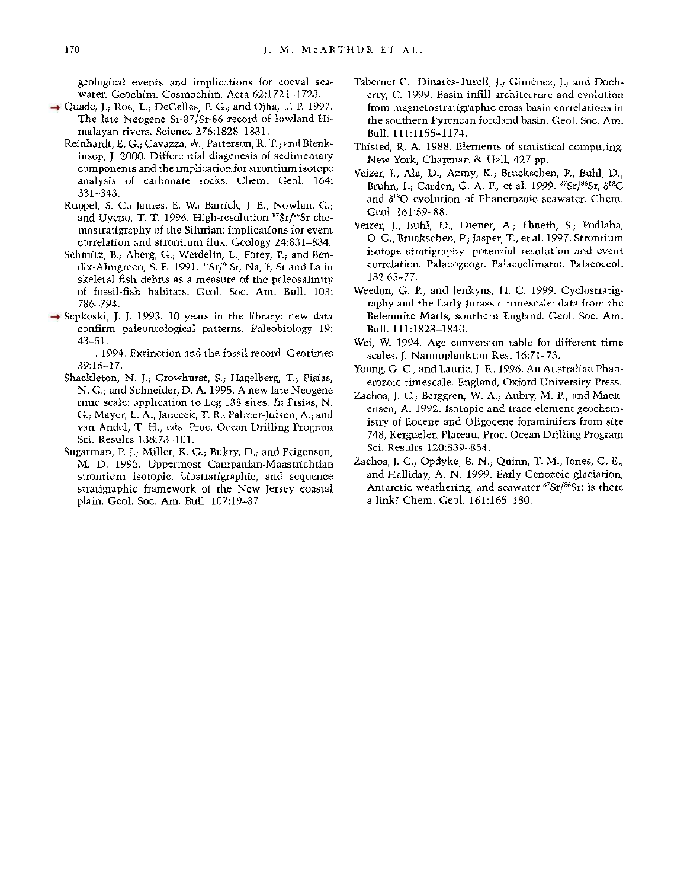geological events and implications for coeval seawater. Geochim. Cosmochim. Acta 62:1721–1723.

→ Quade, J.; Roe, L.; DeCelles, P. G.; and Ojha, T. P. 1997. The late Neogene Sr-87/Sr-86 record of lowland Himalayan rivers. Science 276:1828–1831.

Reinhardt, E. G.; Cavazza, W.; Patterson, R. T.; and Blenkinsop, J. 2000. Differential diagenesis of sedimentary components and the implication for strontium isotope analysis of carbonate rocks. Chem. Geol. 164: 331–343.

Ruppel, S. C.; James, E. W.; Barrick, J. E.; Nowlan, G.; and Uyeno, T. T. 1996. High-resolution $^{87}Sr/^{86}Sr$ chemostratigraphy of the Silurian: implications for event correlation and strontium flux. Geology 24:831–834.

Schmitz, B.; Aberg, G.; Werdelin, L.; Forey, P.; and Bendix-Almgreen, S. E. 1991. $^{87}Sr/^{86}Sr$, Na, F, Sr and La in skeletal fish debris as a measure of the paleosalinity of fossil-fish habitats. Geol. Soc. Am. Bull. 103: 786–794.

→ Sepkoski, J. J. 1993. 10 years in the library: new data confirm paleontological patterns. Paleobiology 19: 43–51.

———. 1994. Extinction and the fossil record. Geotimes 39:15–17.

Shackleton, N. J.; Crowhurst, S.; Hagelberg, T.; Pisias, N. G.; and Schneider, D. A. 1995. A new late Neogene time scale: application to Leg 138 sites. *In* Pisias, N. G.; Mayer, L. A.; Janecek, T. R.; Palmer-Julsen, A.; and van Andel, T. H., eds. Proc. Ocean Drilling Program Sci. Results 138:73–101.

Sugarman, P. J.; Miller, K. G.; Bukry, D.; and Feigenson, M. D. 1995. Uppermost Campanian-Maastrichtian strontium isotopic, biostratigraphic, and sequence stratigraphic framework of the New Jersey coastal plain. Geol. Soc. Am. Bull. 107:19–37.

Taberner C.; Dinarès-Turell, J.; Giménez, J.; and Docherty, C. 1999. Basin infill architecture and evolution from magnetostratigraphic cross-basin correlations in the southern Pyrenean foreland basin. Geol. Soc. Am. Bull. 111:1155–1174.

Thisted, R. A. 1988. Elements of statistical computing. New York, Chapman & Hall, 427 pp.

Veizer, J.; Ala, D.; Azmy, K.; Bruckschen, P.; Buhl, D.; Bruhn, F.; Carden, G. A. F., et al. 1999. $^{87}Sr/^{86}Sr$, $\delta^{13}C$ and $\delta^{18}O$ evolution of Phanerozoic seawater. Chem. Geol. 161:59–88.

Veizer, J.; Buhl, D.; Diener, A.; Ebneth, S.; Podlaha, O. G.; Bruckschen, P.; Jasper, T., et al. 1997. Strontium isotope stratigraphy: potential resolution and event correlation. Palaeogeogr. Palaeoclimatol. Palaeoecol. 132:65–77.

Weedon, G. P., and Jenkyns, H. C. 1999. Cyclostratigraphy and the Early Jurassic timescale: data from the Belemnite Marls, southern England. Geol. Soc. Am. Bull. 111:1823–1840.

Wei, W. 1994. Age conversion table for different time scales. J. Nannoplankton Res. 16:71–73.

Young, G. C., and Laurie, J. R. 1996. An Australian Phanerozoic timescale. England, Oxford University Press.

Zachos, J. C.; Berggren, W. A.; Aubry, M.-P.; and Mackensen, A. 1992. Isotopic and trace element geochemistry of Eocene and Oligocene foraminifers from site 748, Kerguelen Plateau. Proc. Ocean Drilling Program Sci. Results 120:839–854.

Zachos, J. C.; Opdyke, B. N.; Quinn, T. M.; Jones, C. E.; and Halliday, A. N. 1999. Early Cenozoic glaciation, Antarctic weathering, and seawater $^{87}Sr/^{86}Sr$: is there a link? Chem. Geol. 161:165–180.